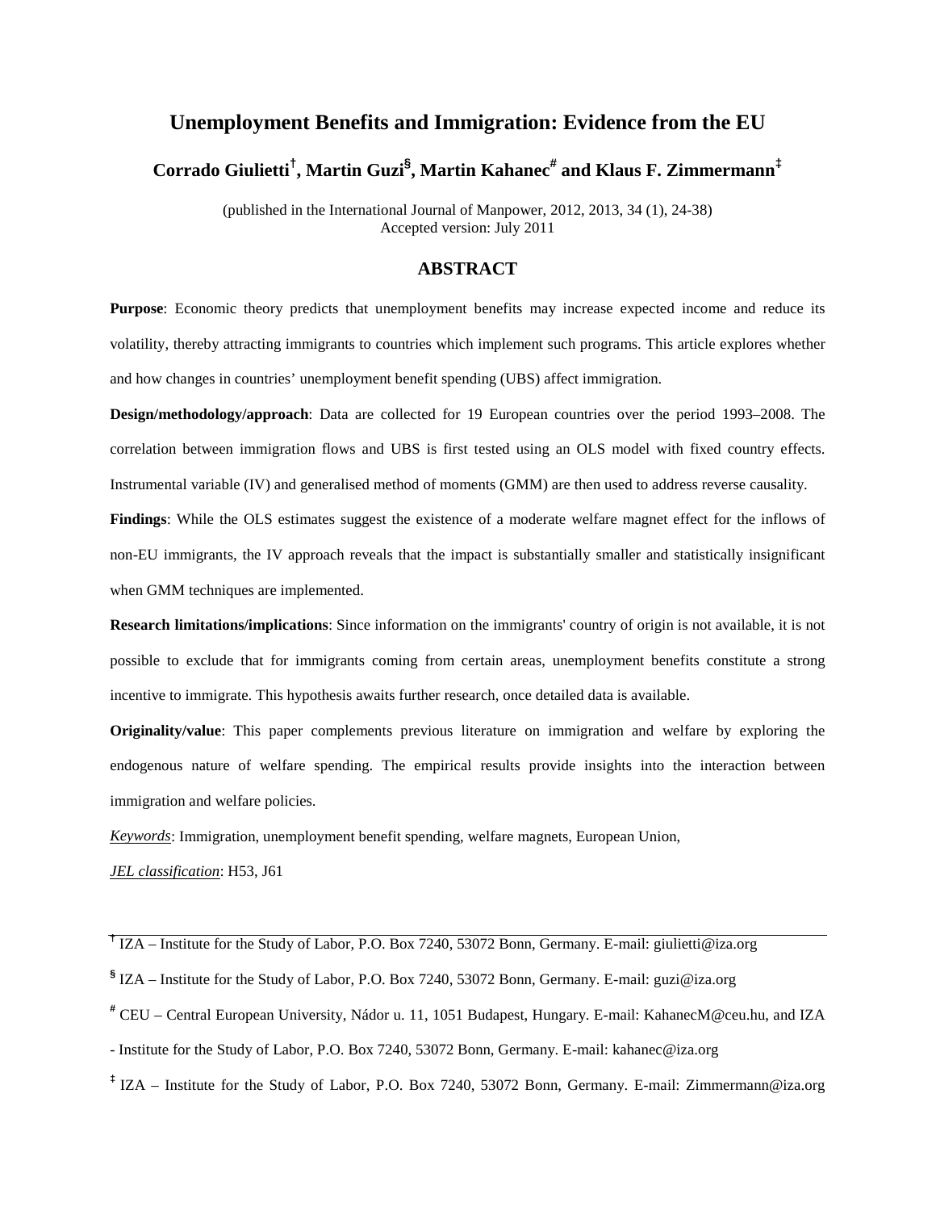# Unemployment Benefits and Immigration: Evidence from the EU

**Corrado Giulietti[†], Martin Guzi[§], Martin Kahanec[#] and Klaus F. Zimmermann[‡]**

(published in the International Journal of Manpower, 2012, 2013, 34 (1), 24-38)
Accepted version: July 2011

## ABSTRACT

**Purpose**: Economic theory predicts that unemployment benefits may increase expected income and reduce its volatility, thereby attracting immigrants to countries which implement such programs. This article explores whether and how changes in countries' unemployment benefit spending (UBS) affect immigration.

**Design/methodology/approach**: Data are collected for 19 European countries over the period 1993–2008. The correlation between immigration flows and UBS is first tested using an OLS model with fixed country effects. Instrumental variable (IV) and generalised method of moments (GMM) are then used to address reverse causality.

**Findings**: While the OLS estimates suggest the existence of a moderate welfare magnet effect for the inflows of non-EU immigrants, the IV approach reveals that the impact is substantially smaller and statistically insignificant when GMM techniques are implemented.

**Research limitations/implications**: Since information on the immigrants' country of origin is not available, it is not possible to exclude that for immigrants coming from certain areas, unemployment benefits constitute a strong incentive to immigrate. This hypothesis awaits further research, once detailed data is available.

**Originality/value**: This paper complements previous literature on immigration and welfare by exploring the endogenous nature of welfare spending. The empirical results provide insights into the interaction between immigration and welfare policies.

*Keywords*: Immigration, unemployment benefit spending, welfare magnets, European Union,

*JEL classification*: H53, J61

---

[†] IZA – Institute for the Study of Labor, P.O. Box 7240, 53072 Bonn, Germany. E-mail: giulietti@iza.org

[§] IZA – Institute for the Study of Labor, P.O. Box 7240, 53072 Bonn, Germany. E-mail: guzi@iza.org

[#] CEU – Central European University, Nádor u. 11, 1051 Budapest, Hungary. E-mail: KahanecM@ceu.hu, and IZA - Institute for the Study of Labor, P.O. Box 7240, 53072 Bonn, Germany. E-mail: kahanec@iza.org

[‡] IZA – Institute for the Study of Labor, P.O. Box 7240, 53072 Bonn, Germany. E-mail: Zimmermann@iza.org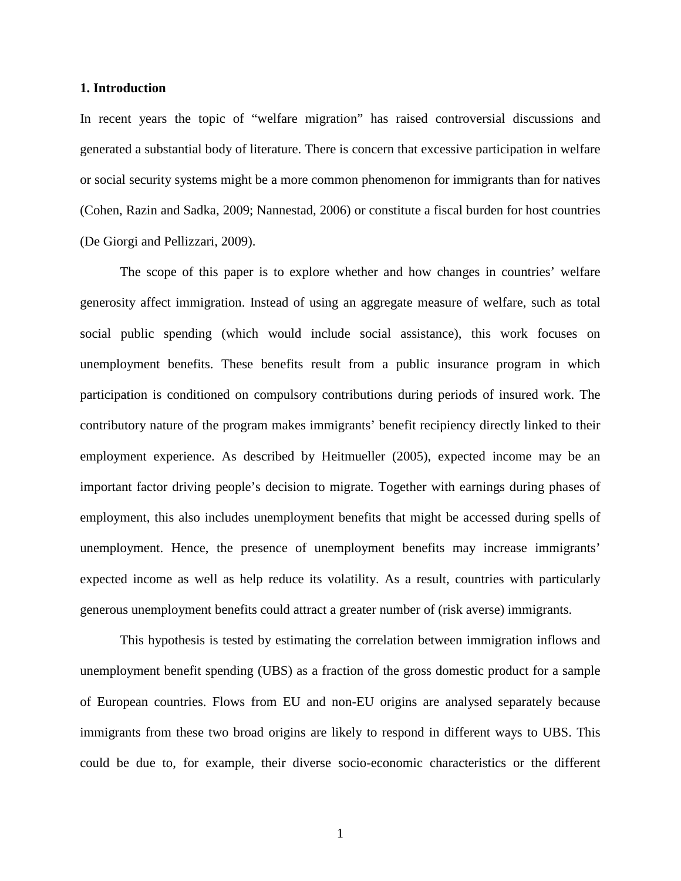## 1. Introduction

In recent years the topic of "welfare migration" has raised controversial discussions and generated a substantial body of literature. There is concern that excessive participation in welfare or social security systems might be a more common phenomenon for immigrants than for natives (Cohen, Razin and Sadka, 2009; Nannestad, 2006) or constitute a fiscal burden for host countries (De Giorgi and Pellizzari, 2009).

The scope of this paper is to explore whether and how changes in countries' welfare generosity affect immigration. Instead of using an aggregate measure of welfare, such as total social public spending (which would include social assistance), this work focuses on unemployment benefits. These benefits result from a public insurance program in which participation is conditioned on compulsory contributions during periods of insured work. The contributory nature of the program makes immigrants' benefit recipiency directly linked to their employment experience. As described by Heitmueller (2005), expected income may be an important factor driving people's decision to migrate. Together with earnings during phases of employment, this also includes unemployment benefits that might be accessed during spells of unemployment. Hence, the presence of unemployment benefits may increase immigrants' expected income as well as help reduce its volatility. As a result, countries with particularly generous unemployment benefits could attract a greater number of (risk averse) immigrants.

This hypothesis is tested by estimating the correlation between immigration inflows and unemployment benefit spending (UBS) as a fraction of the gross domestic product for a sample of European countries. Flows from EU and non-EU origins are analysed separately because immigrants from these two broad origins are likely to respond in different ways to UBS. This could be due to, for example, their diverse socio-economic characteristics or the different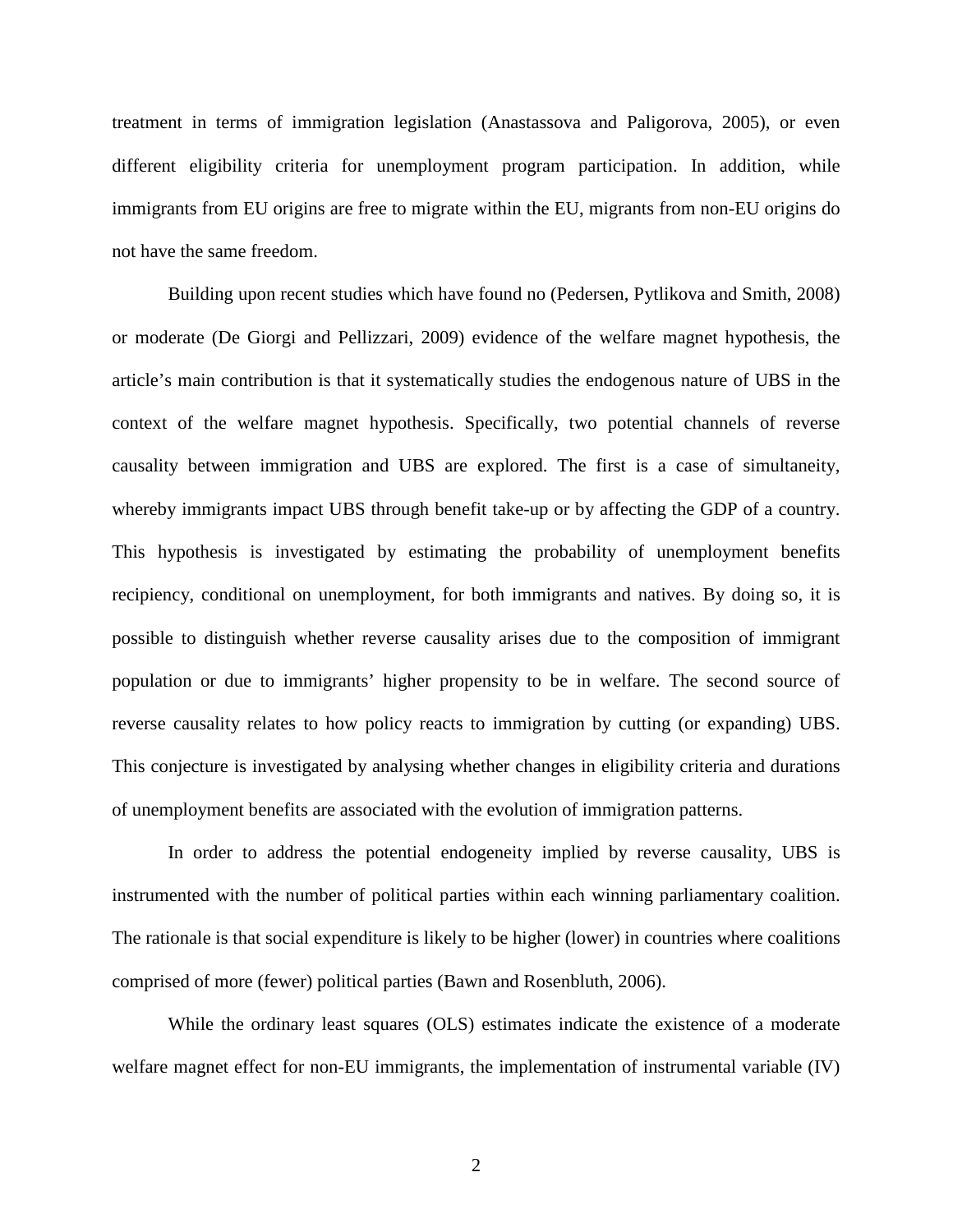treatment in terms of immigration legislation (Anastassova and Paligorova, 2005), or even different eligibility criteria for unemployment program participation. In addition, while immigrants from EU origins are free to migrate within the EU, migrants from non-EU origins do not have the same freedom.

Building upon recent studies which have found no (Pedersen, Pytlikova and Smith, 2008) or moderate (De Giorgi and Pellizzari, 2009) evidence of the welfare magnet hypothesis, the article's main contribution is that it systematically studies the endogenous nature of UBS in the context of the welfare magnet hypothesis. Specifically, two potential channels of reverse causality between immigration and UBS are explored. The first is a case of simultaneity, whereby immigrants impact UBS through benefit take-up or by affecting the GDP of a country. This hypothesis is investigated by estimating the probability of unemployment benefits recipiency, conditional on unemployment, for both immigrants and natives. By doing so, it is possible to distinguish whether reverse causality arises due to the composition of immigrant population or due to immigrants' higher propensity to be in welfare. The second source of reverse causality relates to how policy reacts to immigration by cutting (or expanding) UBS. This conjecture is investigated by analysing whether changes in eligibility criteria and durations of unemployment benefits are associated with the evolution of immigration patterns.

In order to address the potential endogeneity implied by reverse causality, UBS is instrumented with the number of political parties within each winning parliamentary coalition. The rationale is that social expenditure is likely to be higher (lower) in countries where coalitions comprised of more (fewer) political parties (Bawn and Rosenbluth, 2006).

While the ordinary least squares (OLS) estimates indicate the existence of a moderate welfare magnet effect for non-EU immigrants, the implementation of instrumental variable (IV)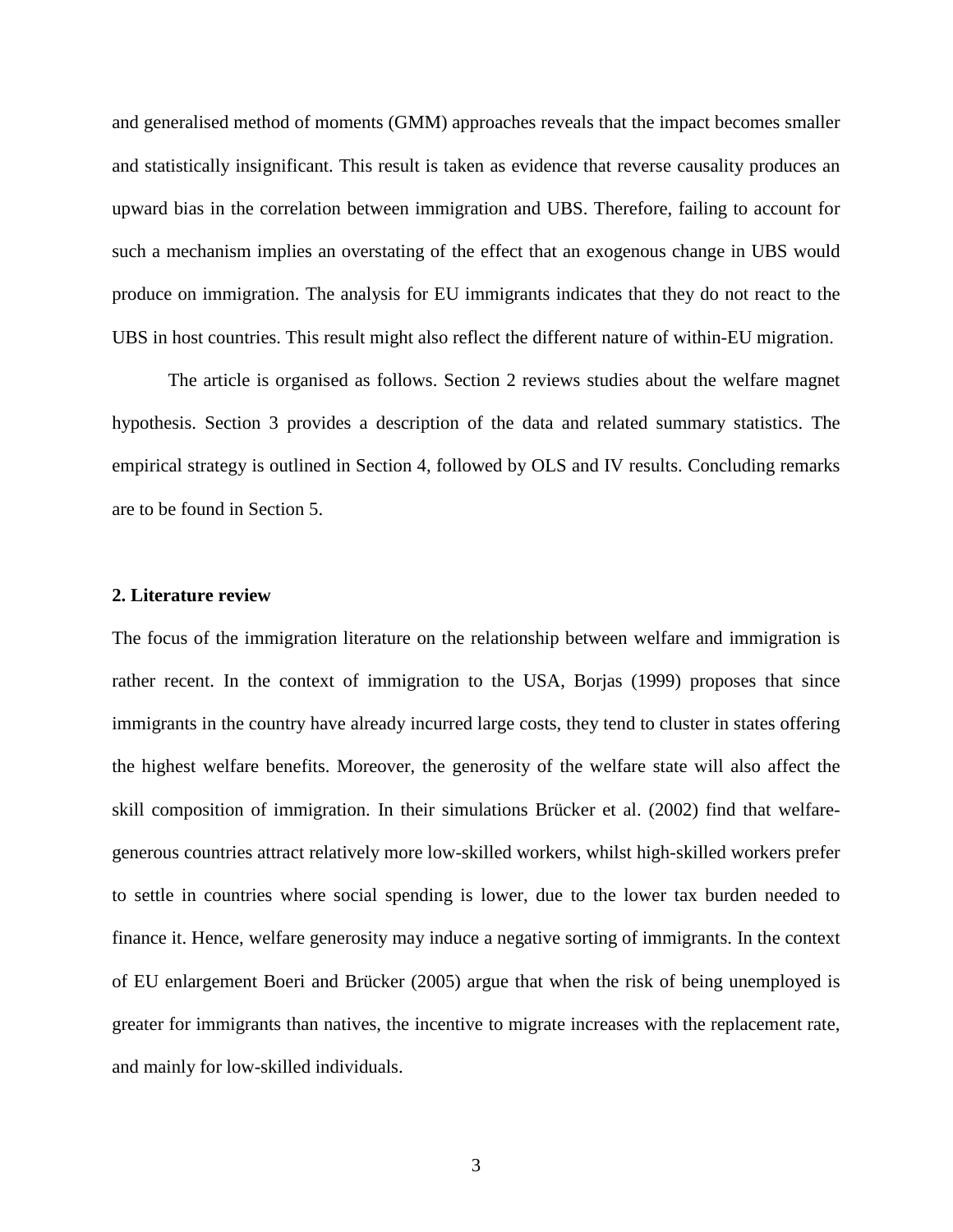and generalised method of moments (GMM) approaches reveals that the impact becomes smaller and statistically insignificant. This result is taken as evidence that reverse causality produces an upward bias in the correlation between immigration and UBS. Therefore, failing to account for such a mechanism implies an overstating of the effect that an exogenous change in UBS would produce on immigration. The analysis for EU immigrants indicates that they do not react to the UBS in host countries. This result might also reflect the different nature of within-EU migration.

The article is organised as follows. Section 2 reviews studies about the welfare magnet hypothesis. Section 3 provides a description of the data and related summary statistics. The empirical strategy is outlined in Section 4, followed by OLS and IV results. Concluding remarks are to be found in Section 5.

## 2. Literature review

The focus of the immigration literature on the relationship between welfare and immigration is rather recent. In the context of immigration to the USA, Borjas (1999) proposes that since immigrants in the country have already incurred large costs, they tend to cluster in states offering the highest welfare benefits. Moreover, the generosity of the welfare state will also affect the skill composition of immigration. In their simulations Brücker et al. (2002) find that welfare-generous countries attract relatively more low-skilled workers, whilst high-skilled workers prefer to settle in countries where social spending is lower, due to the lower tax burden needed to finance it. Hence, welfare generosity may induce a negative sorting of immigrants. In the context of EU enlargement Boeri and Brücker (2005) argue that when the risk of being unemployed is greater for immigrants than natives, the incentive to migrate increases with the replacement rate, and mainly for low-skilled individuals.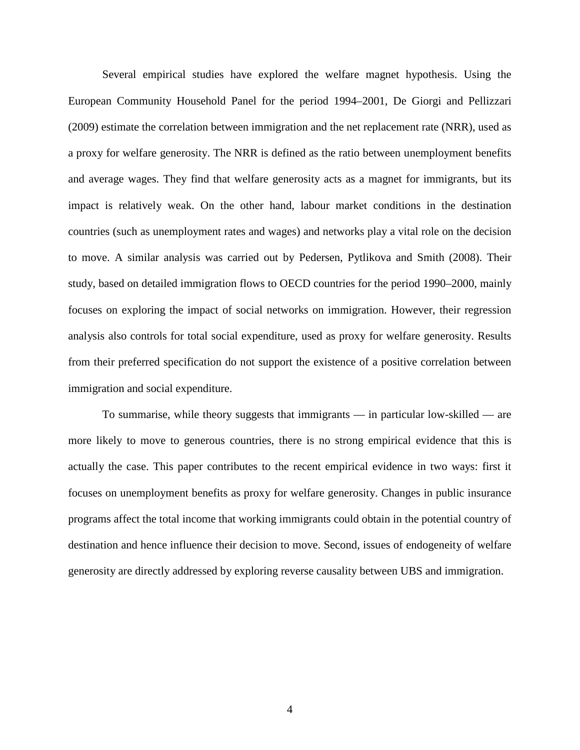Several empirical studies have explored the welfare magnet hypothesis. Using the European Community Household Panel for the period 1994–2001, De Giorgi and Pellizzari (2009) estimate the correlation between immigration and the net replacement rate (NRR), used as a proxy for welfare generosity. The NRR is defined as the ratio between unemployment benefits and average wages. They find that welfare generosity acts as a magnet for immigrants, but its impact is relatively weak. On the other hand, labour market conditions in the destination countries (such as unemployment rates and wages) and networks play a vital role on the decision to move. A similar analysis was carried out by Pedersen, Pytlikova and Smith (2008). Their study, based on detailed immigration flows to OECD countries for the period 1990–2000, mainly focuses on exploring the impact of social networks on immigration. However, their regression analysis also controls for total social expenditure, used as proxy for welfare generosity. Results from their preferred specification do not support the existence of a positive correlation between immigration and social expenditure.

To summarise, while theory suggests that immigrants — in particular low-skilled — are more likely to move to generous countries, there is no strong empirical evidence that this is actually the case. This paper contributes to the recent empirical evidence in two ways: first it focuses on unemployment benefits as proxy for welfare generosity. Changes in public insurance programs affect the total income that working immigrants could obtain in the potential country of destination and hence influence their decision to move. Second, issues of endogeneity of welfare generosity are directly addressed by exploring reverse causality between UBS and immigration.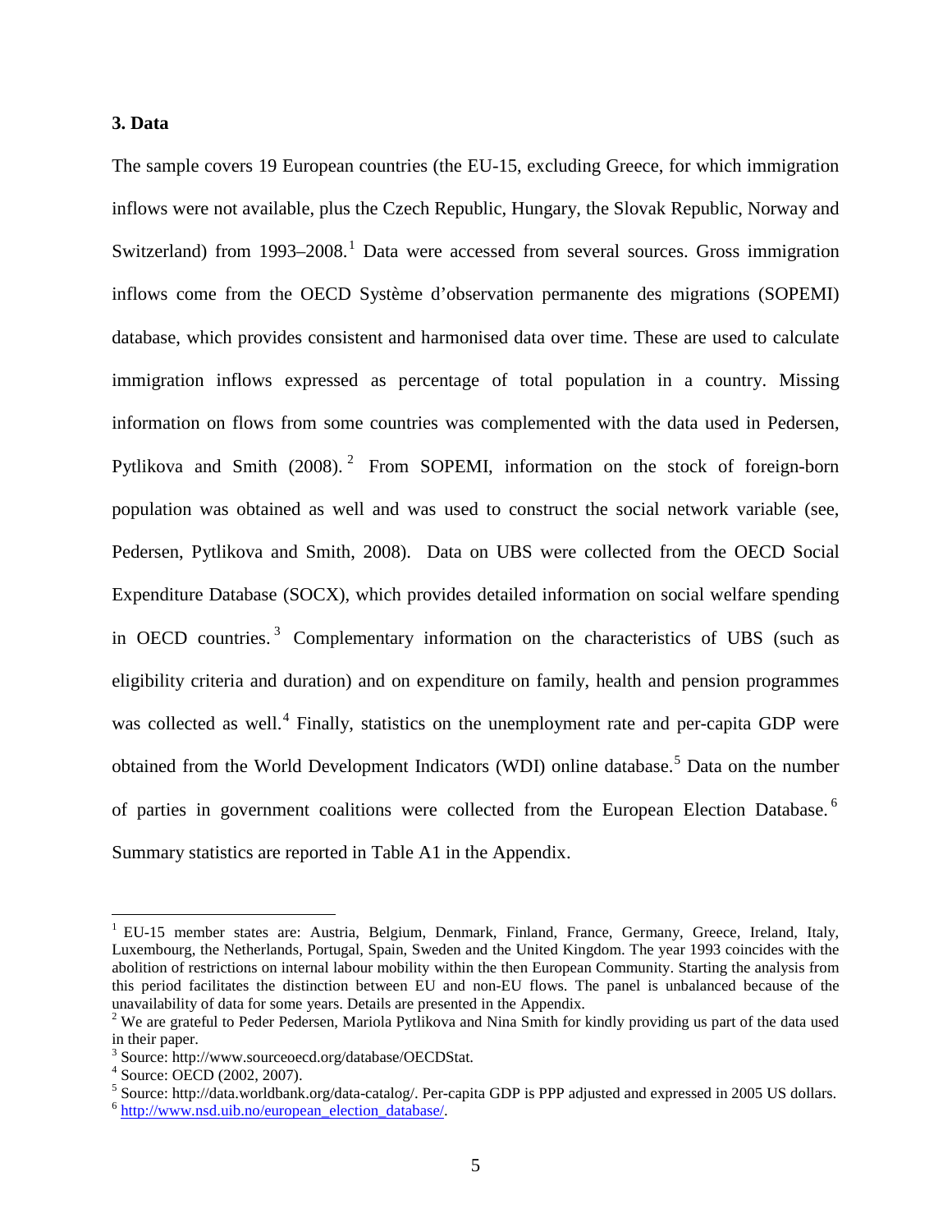### 3. Data

The sample covers 19 European countries (the EU-15, excluding Greece, for which immigration inflows were not available, plus the Czech Republic, Hungary, the Slovak Republic, Norway and Switzerland) from 1993–2008.[1] Data were accessed from several sources. Gross immigration inflows come from the OECD Système d'observation permanente des migrations (SOPEMI) database, which provides consistent and harmonised data over time. These are used to calculate immigration inflows expressed as percentage of total population in a country. Missing information on flows from some countries was complemented with the data used in Pedersen, Pytlikova and Smith (2008).[2] From SOPEMI, information on the stock of foreign-born population was obtained as well and was used to construct the social network variable (see, Pedersen, Pytlikova and Smith, 2008). Data on UBS were collected from the OECD Social Expenditure Database (SOCX), which provides detailed information on social welfare spending in OECD countries.[3] Complementary information on the characteristics of UBS (such as eligibility criteria and duration) and on expenditure on family, health and pension programmes was collected as well.[4] Finally, statistics on the unemployment rate and per-capita GDP were obtained from the World Development Indicators (WDI) online database.[5] Data on the number of parties in government coalitions were collected from the European Election Database.[6] Summary statistics are reported in Table A1 in the Appendix.

---

[1] EU-15 member states are: Austria, Belgium, Denmark, Finland, France, Germany, Greece, Ireland, Italy, Luxembourg, the Netherlands, Portugal, Spain, Sweden and the United Kingdom. The year 1993 coincides with the abolition of restrictions on internal labour mobility within the then European Community. Starting the analysis from this period facilitates the distinction between EU and non-EU flows. The panel is unbalanced because of the unavailability of data for some years. Details are presented in the Appendix.

[2] We are grateful to Peder Pedersen, Mariola Pytlikova and Nina Smith for kindly providing us part of the data used in their paper.

[3] Source: http://www.sourceoecd.org/database/OECDStat.

[4] Source: OECD (2002, 2007).

[5] Source: http://data.worldbank.org/data-catalog/. Per-capita GDP is PPP adjusted and expressed in 2005 US dollars.

[6] http://www.nsd.uib.no/european_election_database/.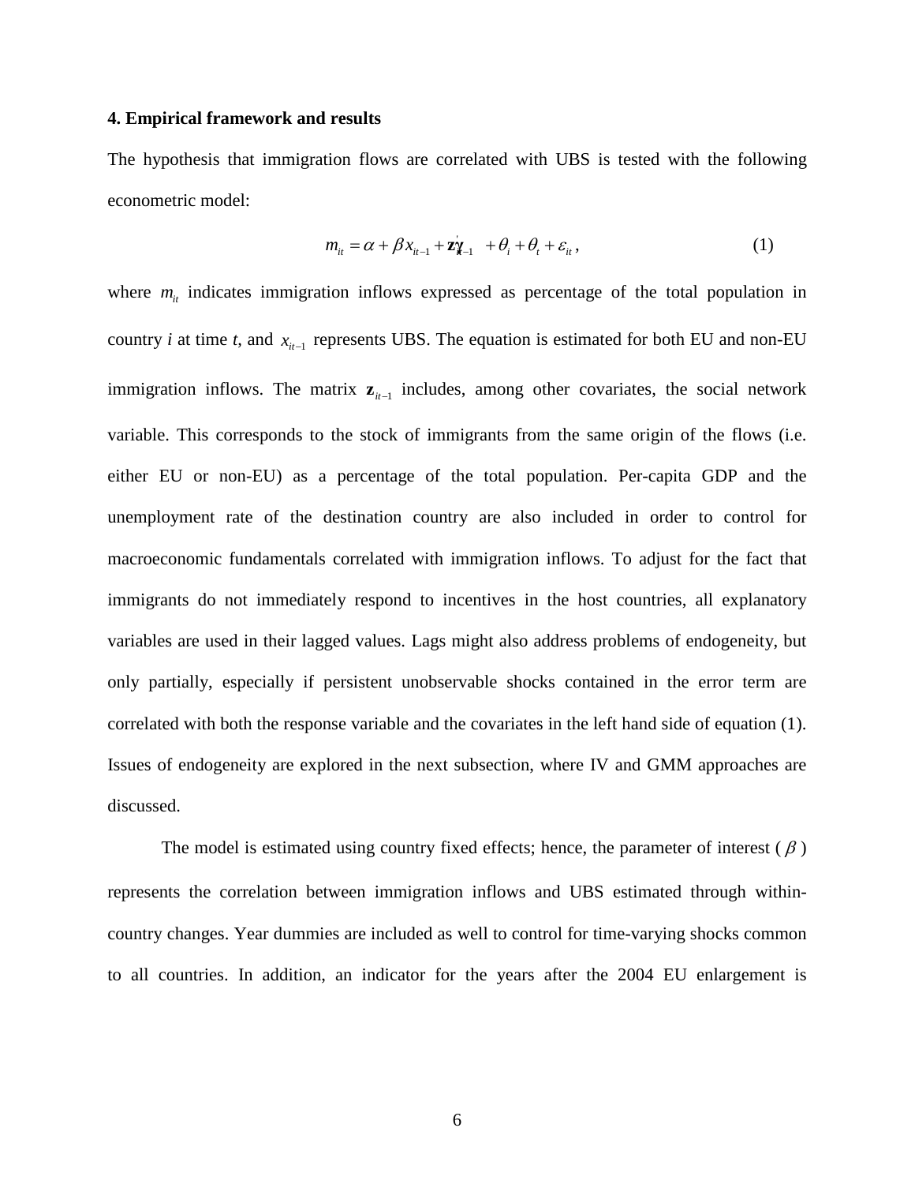### 4. Empirical framework and results

The hypothesis that immigration flows are correlated with UBS is tested with the following econometric model:

$$m_{it} = \alpha + \beta x_{it-1} + \mathbf{z}'_{it-1}\boldsymbol{\gamma} + \theta_i + \theta_t + \varepsilon_{it}, \qquad (1)$$

where $m_{it}$ indicates immigration inflows expressed as percentage of the total population in country *i* at time *t*, and $x_{it-1}$ represents UBS. The equation is estimated for both EU and non-EU immigration inflows. The matrix $\mathbf{z}_{it-1}$ includes, among other covariates, the social network variable. This corresponds to the stock of immigrants from the same origin of the flows (i.e. either EU or non-EU) as a percentage of the total population. Per-capita GDP and the unemployment rate of the destination country are also included in order to control for macroeconomic fundamentals correlated with immigration inflows. To adjust for the fact that immigrants do not immediately respond to incentives in the host countries, all explanatory variables are used in their lagged values. Lags might also address problems of endogeneity, but only partially, especially if persistent unobservable shocks contained in the error term are correlated with both the response variable and the covariates in the left hand side of equation (1). Issues of endogeneity are explored in the next subsection, where IV and GMM approaches are discussed.

The model is estimated using country fixed effects; hence, the parameter of interest ($\beta$) represents the correlation between immigration inflows and UBS estimated through within-country changes. Year dummies are included as well to control for time-varying shocks common to all countries. In addition, an indicator for the years after the 2004 EU enlargement is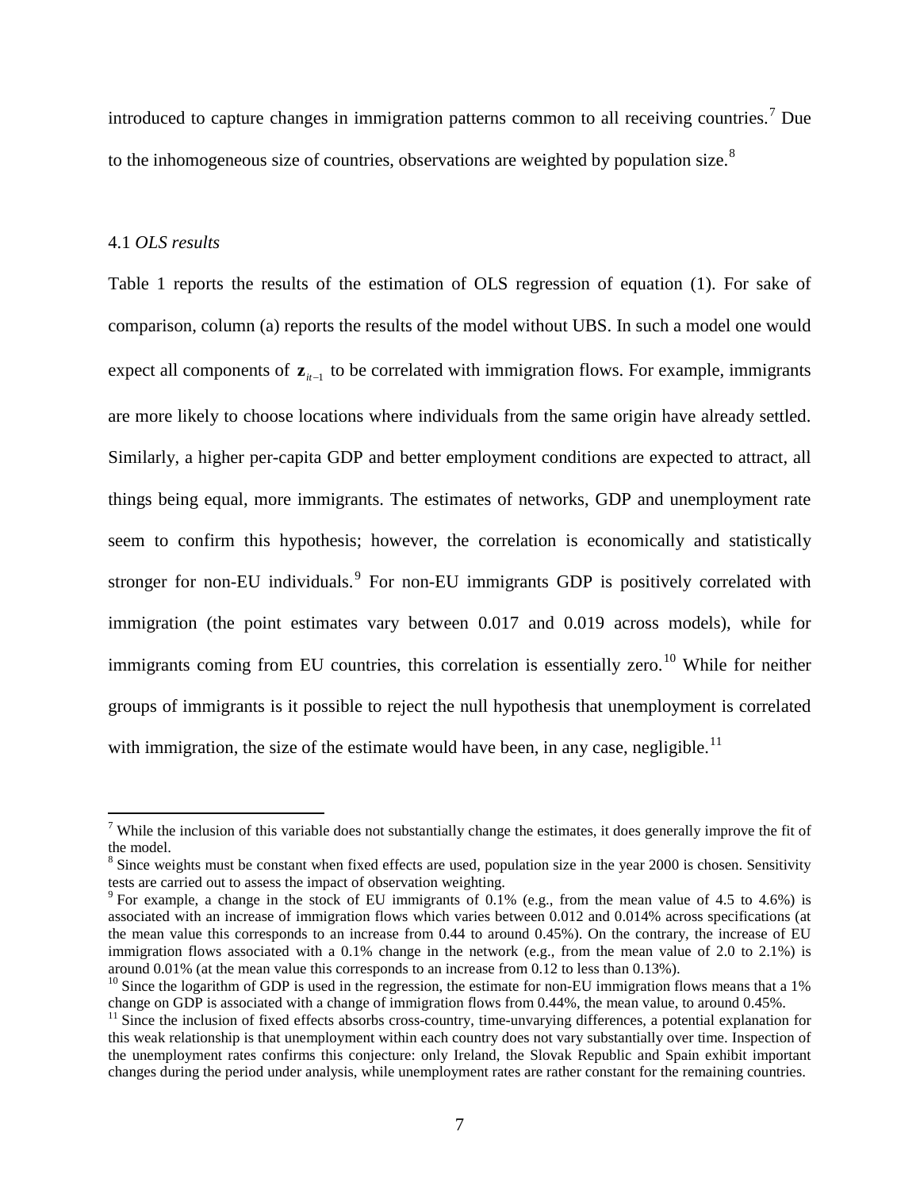introduced to capture changes in immigration patterns common to all receiving countries.[7] Due to the inhomogeneous size of countries, observations are weighted by population size.[8]

### 4.1 *OLS results*

Table 1 reports the results of the estimation of OLS regression of equation (1). For sake of comparison, column (a) reports the results of the model without UBS. In such a model one would expect all components of $\mathbf{z}_{it-1}$ to be correlated with immigration flows. For example, immigrants are more likely to choose locations where individuals from the same origin have already settled. Similarly, a higher per-capita GDP and better employment conditions are expected to attract, all things being equal, more immigrants. The estimates of networks, GDP and unemployment rate seem to confirm this hypothesis; however, the correlation is economically and statistically stronger for non-EU individuals.[9] For non-EU immigrants GDP is positively correlated with immigration (the point estimates vary between 0.017 and 0.019 across models), while for immigrants coming from EU countries, this correlation is essentially zero.[10] While for neither groups of immigrants is it possible to reject the null hypothesis that unemployment is correlated with immigration, the size of the estimate would have been, in any case, negligible.[11]

---

[7] While the inclusion of this variable does not substantially change the estimates, it does generally improve the fit of the model.

[8] Since weights must be constant when fixed effects are used, population size in the year 2000 is chosen. Sensitivity tests are carried out to assess the impact of observation weighting.

[9] For example, a change in the stock of EU immigrants of 0.1% (e.g., from the mean value of 4.5 to 4.6%) is associated with an increase of immigration flows which varies between 0.012 and 0.014% across specifications (at the mean value this corresponds to an increase from 0.44 to around 0.45%). On the contrary, the increase of EU immigration flows associated with a 0.1% change in the network (e.g., from the mean value of 2.0 to 2.1%) is around 0.01% (at the mean value this corresponds to an increase from 0.12 to less than 0.13%).

[10] Since the logarithm of GDP is used in the regression, the estimate for non-EU immigration flows means that a 1% change on GDP is associated with a change of immigration flows from 0.44%, the mean value, to around 0.45%.

[11] Since the inclusion of fixed effects absorbs cross-country, time-unvarying differences, a potential explanation for this weak relationship is that unemployment within each country does not vary substantially over time. Inspection of the unemployment rates confirms this conjecture: only Ireland, the Slovak Republic and Spain exhibit important changes during the period under analysis, while unemployment rates are rather constant for the remaining countries.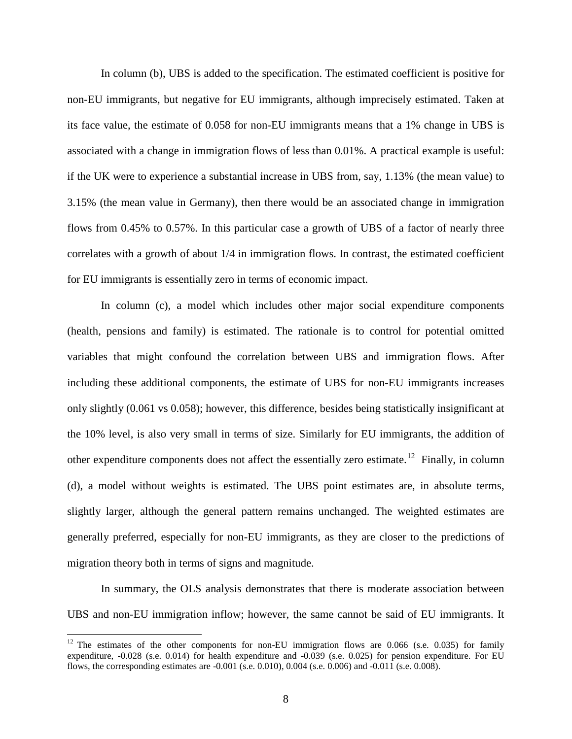In column (b), UBS is added to the specification. The estimated coefficient is positive for non-EU immigrants, but negative for EU immigrants, although imprecisely estimated. Taken at its face value, the estimate of 0.058 for non-EU immigrants means that a 1% change in UBS is associated with a change in immigration flows of less than 0.01%. A practical example is useful: if the UK were to experience a substantial increase in UBS from, say, 1.13% (the mean value) to 3.15% (the mean value in Germany), then there would be an associated change in immigration flows from 0.45% to 0.57%. In this particular case a growth of UBS of a factor of nearly three correlates with a growth of about 1/4 in immigration flows. In contrast, the estimated coefficient for EU immigrants is essentially zero in terms of economic impact.

In column (c), a model which includes other major social expenditure components (health, pensions and family) is estimated. The rationale is to control for potential omitted variables that might confound the correlation between UBS and immigration flows. After including these additional components, the estimate of UBS for non-EU immigrants increases only slightly (0.061 vs 0.058); however, this difference, besides being statistically insignificant at the 10% level, is also very small in terms of size. Similarly for EU immigrants, the addition of other expenditure components does not affect the essentially zero estimate.[12] Finally, in column (d), a model without weights is estimated. The UBS point estimates are, in absolute terms, slightly larger, although the general pattern remains unchanged. The weighted estimates are generally preferred, especially for non-EU immigrants, as they are closer to the predictions of migration theory both in terms of signs and magnitude.

In summary, the OLS analysis demonstrates that there is moderate association between UBS and non-EU immigration inflow; however, the same cannot be said of EU immigrants. It

[12] The estimates of the other components for non-EU immigration flows are 0.066 (s.e. 0.035) for family expenditure, -0.028 (s.e. 0.014) for health expenditure and -0.039 (s.e. 0.025) for pension expenditure. For EU flows, the corresponding estimates are -0.001 (s.e. 0.010), 0.004 (s.e. 0.006) and -0.011 (s.e. 0.008).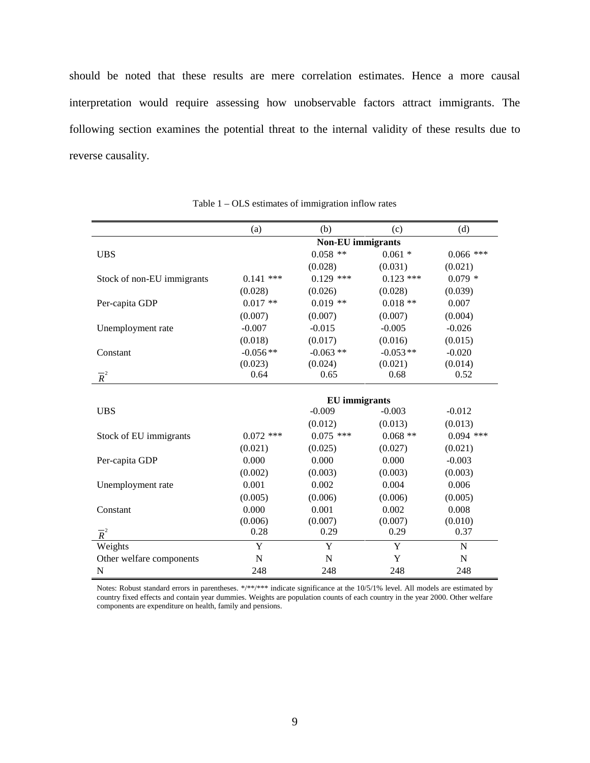should be noted that these results are mere correlation estimates. Hence a more causal interpretation would require assessing how unobservable factors attract immigrants. The following section examines the potential threat to the internal validity of these results due to reverse causality.

Table 1 – OLS estimates of immigration inflow rates

| | (a) | (b) | (c) | (d) |
|---|---|---|---|---|
| | **Non-EU immigrants** | | | |
| UBS | | 0.058 ** | 0.061 * | 0.066 *** |
| | | (0.028) | (0.031) | (0.021) |
| Stock of non-EU immigrants | 0.141 *** | 0.129 *** | 0.123 *** | 0.079 * |
| | (0.028) | (0.026) | (0.028) | (0.039) |
| Per-capita GDP | 0.017 ** | 0.019 ** | 0.018 ** | 0.007 |
| | (0.007) | (0.007) | (0.007) | (0.004) |
| Unemployment rate | -0.007 | -0.015 | -0.005 | -0.026 |
| | (0.018) | (0.017) | (0.016) | (0.015) |
| Constant | -0.056 ** | -0.063 ** | -0.053 ** | -0.020 |
| | (0.023) | (0.024) | (0.021) | (0.014) |
| $\overline{R}^2$ | 0.64 | 0.65 | 0.68 | 0.52 |
| | **EU immigrants** | | | |
| UBS | | -0.009 | -0.003 | -0.012 |
| | | (0.012) | (0.013) | (0.013) |
| Stock of EU immigrants | 0.072 *** | 0.075 *** | 0.068 ** | 0.094 *** |
| | (0.021) | (0.025) | (0.027) | (0.021) |
| Per-capita GDP | 0.000 | 0.000 | 0.000 | -0.003 |
| | (0.002) | (0.003) | (0.003) | (0.003) |
| Unemployment rate | 0.001 | 0.002 | 0.004 | 0.006 |
| | (0.005) | (0.006) | (0.006) | (0.005) |
| Constant | 0.000 | 0.001 | 0.002 | 0.008 |
| | (0.006) | (0.007) | (0.007) | (0.010) |
| $\overline{R}^2$ | 0.28 | 0.29 | 0.29 | 0.37 |
| Weights | Y | Y | Y | N |
| Other welfare components | N | N | Y | N |
| N | 248 | 248 | 248 | 248 |

Notes: Robust standard errors in parentheses. */**/*** indicate significance at the 10/5/1% level. All models are estimated by country fixed effects and contain year dummies. Weights are population counts of each country in the year 2000. Other welfare components are expenditure on health, family and pensions.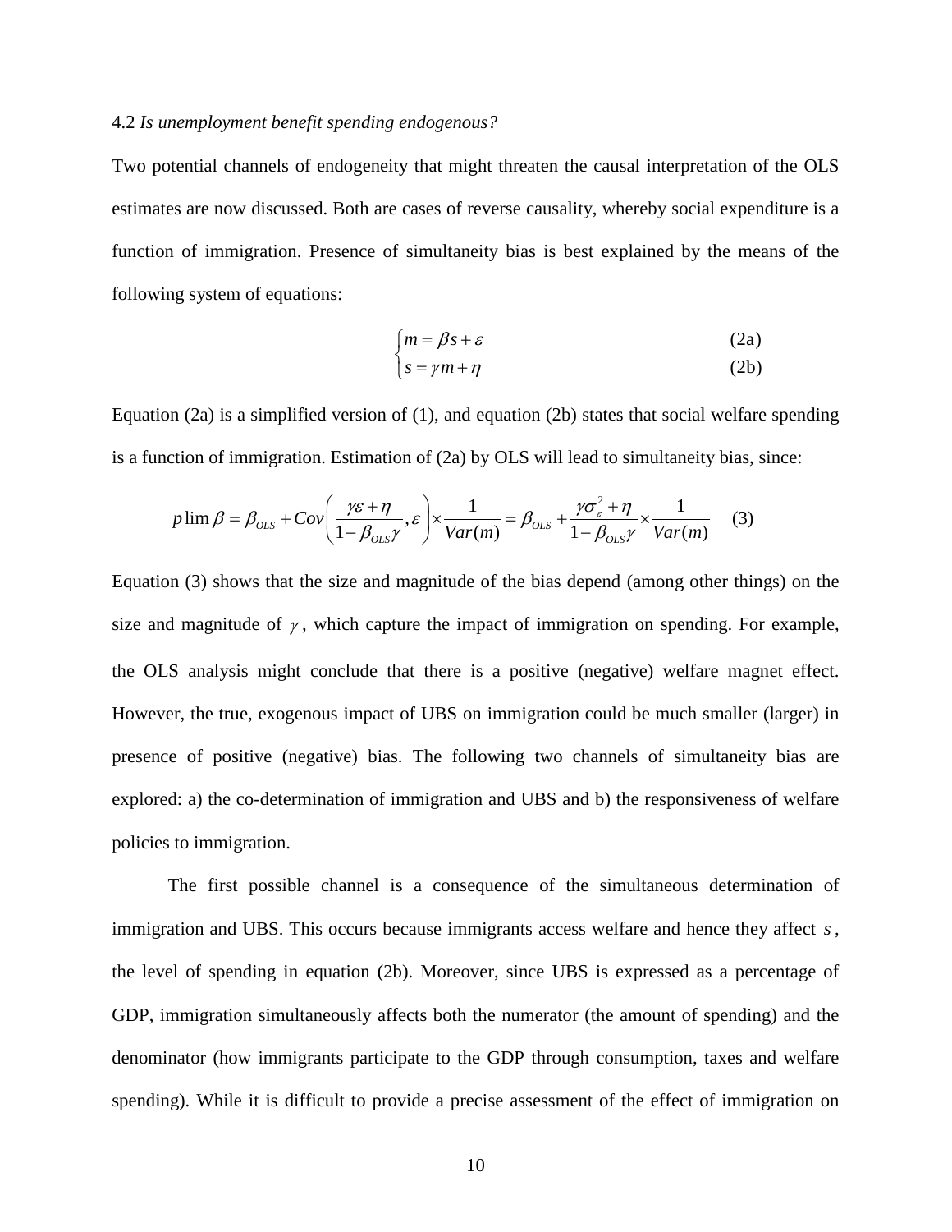### 4.2 *Is unemployment benefit spending endogenous?*

Two potential channels of endogeneity that might threaten the causal interpretation of the OLS estimates are now discussed. Both are cases of reverse causality, whereby social expenditure is a function of immigration. Presence of simultaneity bias is best explained by the means of the following system of equations:

$$\begin{cases} m = \beta s + \varepsilon & \text{(2a)} \\ s = \gamma m + \eta & \text{(2b)} \end{cases}$$

Equation (2a) is a simplified version of (1), and equation (2b) states that social welfare spending is a function of immigration. Estimation of (2a) by OLS will lead to simultaneity bias, since:

$$p\lim \beta = \beta_{OLS} + Cov\left(\frac{\gamma\varepsilon + \eta}{1-\beta_{OLS}\gamma}, \varepsilon\right) \times \frac{1}{Var(m)} = \beta_{OLS} + \frac{\gamma\sigma_{\varepsilon}^{2} + \eta}{1-\beta_{OLS}\gamma} \times \frac{1}{Var(m)} \quad (3)$$

Equation (3) shows that the size and magnitude of the bias depend (among other things) on the size and magnitude of $\gamma$, which capture the impact of immigration on spending. For example, the OLS analysis might conclude that there is a positive (negative) welfare magnet effect. However, the true, exogenous impact of UBS on immigration could be much smaller (larger) in presence of positive (negative) bias. The following two channels of simultaneity bias are explored: a) the co-determination of immigration and UBS and b) the responsiveness of welfare policies to immigration.

The first possible channel is a consequence of the simultaneous determination of immigration and UBS. This occurs because immigrants access welfare and hence they affect $s$, the level of spending in equation (2b). Moreover, since UBS is expressed as a percentage of GDP, immigration simultaneously affects both the numerator (the amount of spending) and the denominator (how immigrants participate to the GDP through consumption, taxes and welfare spending). While it is difficult to provide a precise assessment of the effect of immigration on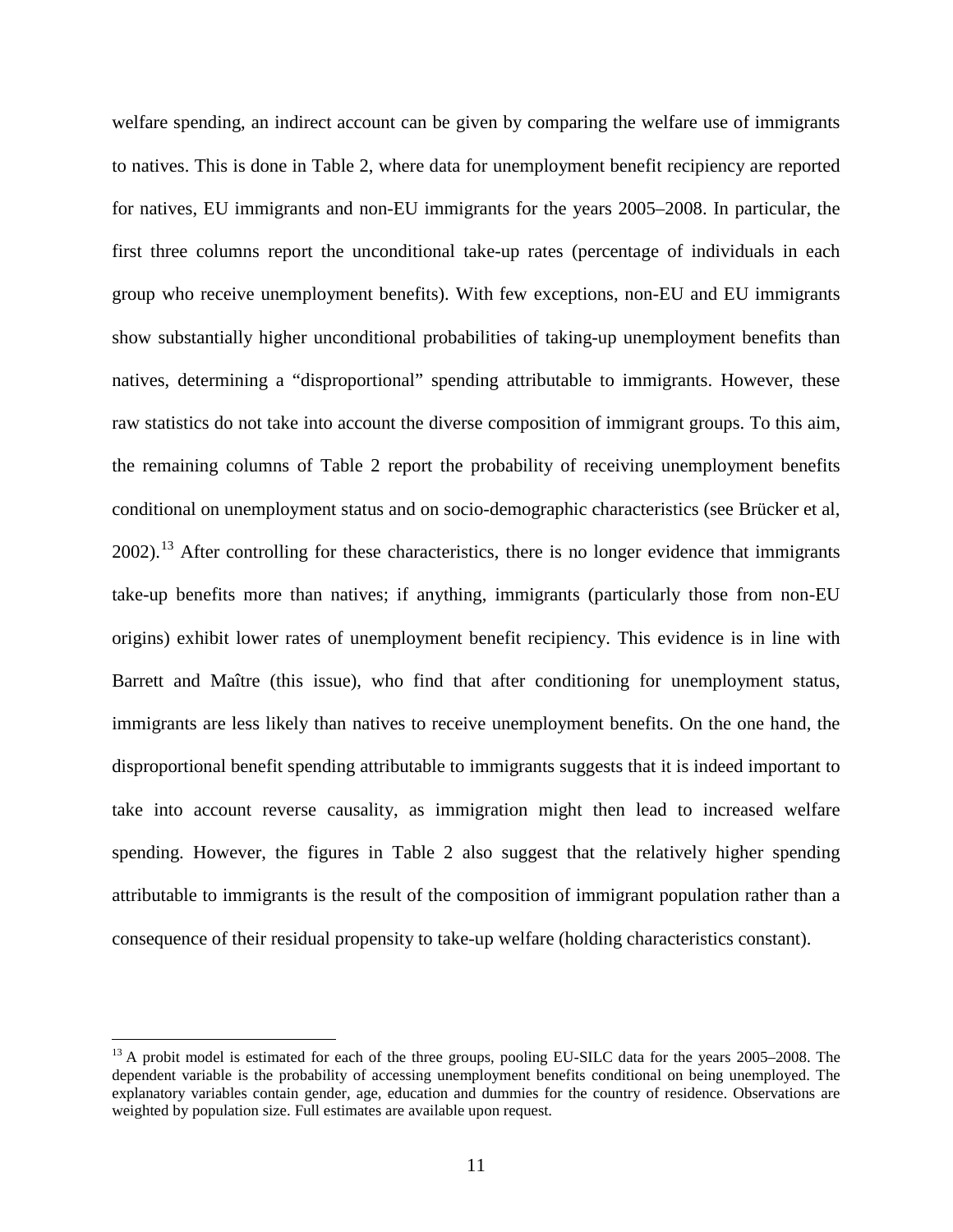welfare spending, an indirect account can be given by comparing the welfare use of immigrants to natives. This is done in Table 2, where data for unemployment benefit recipiency are reported for natives, EU immigrants and non-EU immigrants for the years 2005–2008. In particular, the first three columns report the unconditional take-up rates (percentage of individuals in each group who receive unemployment benefits). With few exceptions, non-EU and EU immigrants show substantially higher unconditional probabilities of taking-up unemployment benefits than natives, determining a "disproportional" spending attributable to immigrants. However, these raw statistics do not take into account the diverse composition of immigrant groups. To this aim, the remaining columns of Table 2 report the probability of receiving unemployment benefits conditional on unemployment status and on socio-demographic characteristics (see Brücker et al, 2002).[13] After controlling for these characteristics, there is no longer evidence that immigrants take-up benefits more than natives; if anything, immigrants (particularly those from non-EU origins) exhibit lower rates of unemployment benefit recipiency. This evidence is in line with Barrett and Maître (this issue), who find that after conditioning for unemployment status, immigrants are less likely than natives to receive unemployment benefits. On the one hand, the disproportional benefit spending attributable to immigrants suggests that it is indeed important to take into account reverse causality, as immigration might then lead to increased welfare spending. However, the figures in Table 2 also suggest that the relatively higher spending attributable to immigrants is the result of the composition of immigrant population rather than a consequence of their residual propensity to take-up welfare (holding characteristics constant).

[13] A probit model is estimated for each of the three groups, pooling EU-SILC data for the years 2005–2008. The dependent variable is the probability of accessing unemployment benefits conditional on being unemployed. The explanatory variables contain gender, age, education and dummies for the country of residence. Observations are weighted by population size. Full estimates are available upon request.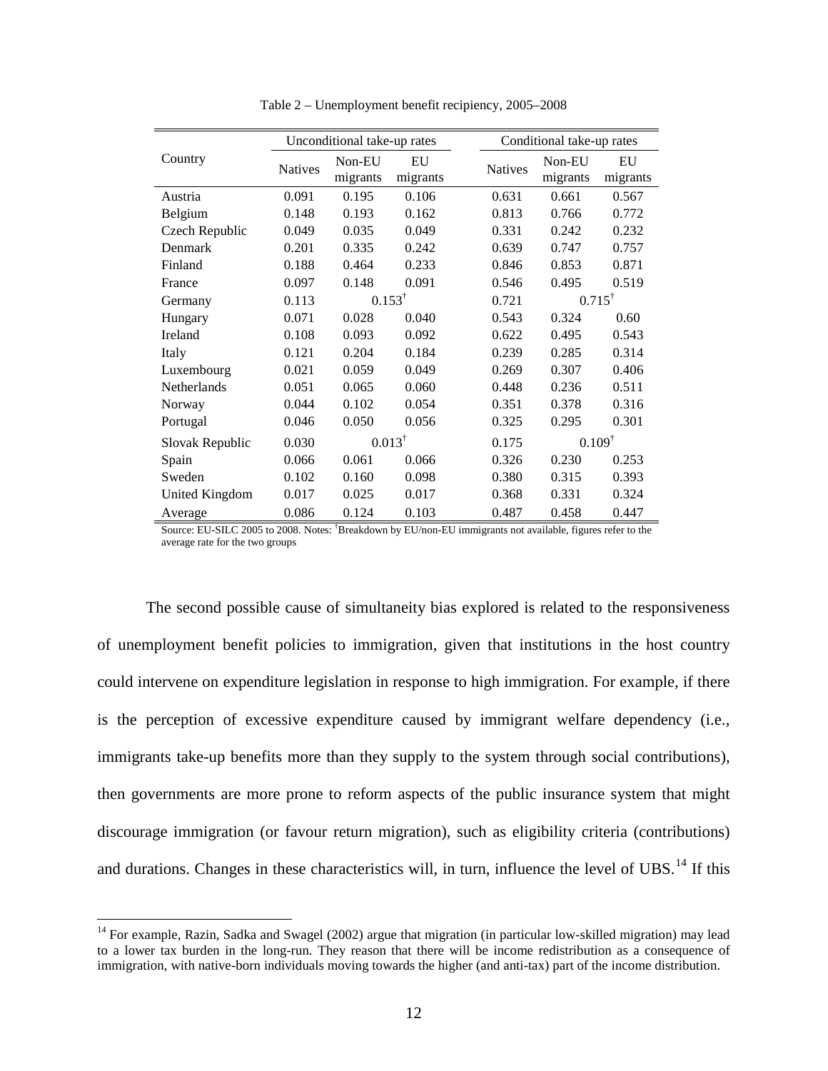Table 2 – Unemployment benefit recipiency, 2005–2008

| Country | Unconditional take-up rates | | | Conditional take-up rates | | |
|---|---|---|---|---|---|---|
| | Natives | Non-EU migrants | EU migrants | Natives | Non-EU migrants | EU migrants |
| Austria | 0.091 | 0.195 | 0.106 | 0.631 | 0.661 | 0.567 |
| Belgium | 0.148 | 0.193 | 0.162 | 0.813 | 0.766 | 0.772 |
| Czech Republic | 0.049 | 0.035 | 0.049 | 0.331 | 0.242 | 0.232 |
| Denmark | 0.201 | 0.335 | 0.242 | 0.639 | 0.747 | 0.757 |
| Finland | 0.188 | 0.464 | 0.233 | 0.846 | 0.853 | 0.871 |
| France | 0.097 | 0.148 | 0.091 | 0.546 | 0.495 | 0.519 |
| Germany | 0.113 | 0.153† | | 0.721 | 0.715† | |
| Hungary | 0.071 | 0.028 | 0.040 | 0.543 | 0.324 | 0.60 |
| Ireland | 0.108 | 0.093 | 0.092 | 0.622 | 0.495 | 0.543 |
| Italy | 0.121 | 0.204 | 0.184 | 0.239 | 0.285 | 0.314 |
| Luxembourg | 0.021 | 0.059 | 0.049 | 0.269 | 0.307 | 0.406 |
| Netherlands | 0.051 | 0.065 | 0.060 | 0.448 | 0.236 | 0.511 |
| Norway | 0.044 | 0.102 | 0.054 | 0.351 | 0.378 | 0.316 |
| Portugal | 0.046 | 0.050 | 0.056 | 0.325 | 0.295 | 0.301 |
| Slovak Republic | 0.030 | 0.013† | | 0.175 | 0.109† | |
| Spain | 0.066 | 0.061 | 0.066 | 0.326 | 0.230 | 0.253 |
| Sweden | 0.102 | 0.160 | 0.098 | 0.380 | 0.315 | 0.393 |
| United Kingdom | 0.017 | 0.025 | 0.017 | 0.368 | 0.331 | 0.324 |
| Average | 0.086 | 0.124 | 0.103 | 0.487 | 0.458 | 0.447 |

Source: EU-SILC 2005 to 2008. Notes: †Breakdown by EU/non-EU immigrants not available, figures refer to the average rate for the two groups

The second possible cause of simultaneity bias explored is related to the responsiveness of unemployment benefit policies to immigration, given that institutions in the host country could intervene on expenditure legislation in response to high immigration. For example, if there is the perception of excessive expenditure caused by immigrant welfare dependency (i.e., immigrants take-up benefits more than they supply to the system through social contributions), then governments are more prone to reform aspects of the public insurance system that might discourage immigration (or favour return migration), such as eligibility criteria (contributions) and durations. Changes in these characteristics will, in turn, influence the level of UBS.[14] If this

[14] For example, Razin, Sadka and Swagel (2002) argue that migration (in particular low-skilled migration) may lead to a lower tax burden in the long-run. They reason that there will be income redistribution as a consequence of immigration, with native-born individuals moving towards the higher (and anti-tax) part of the income distribution.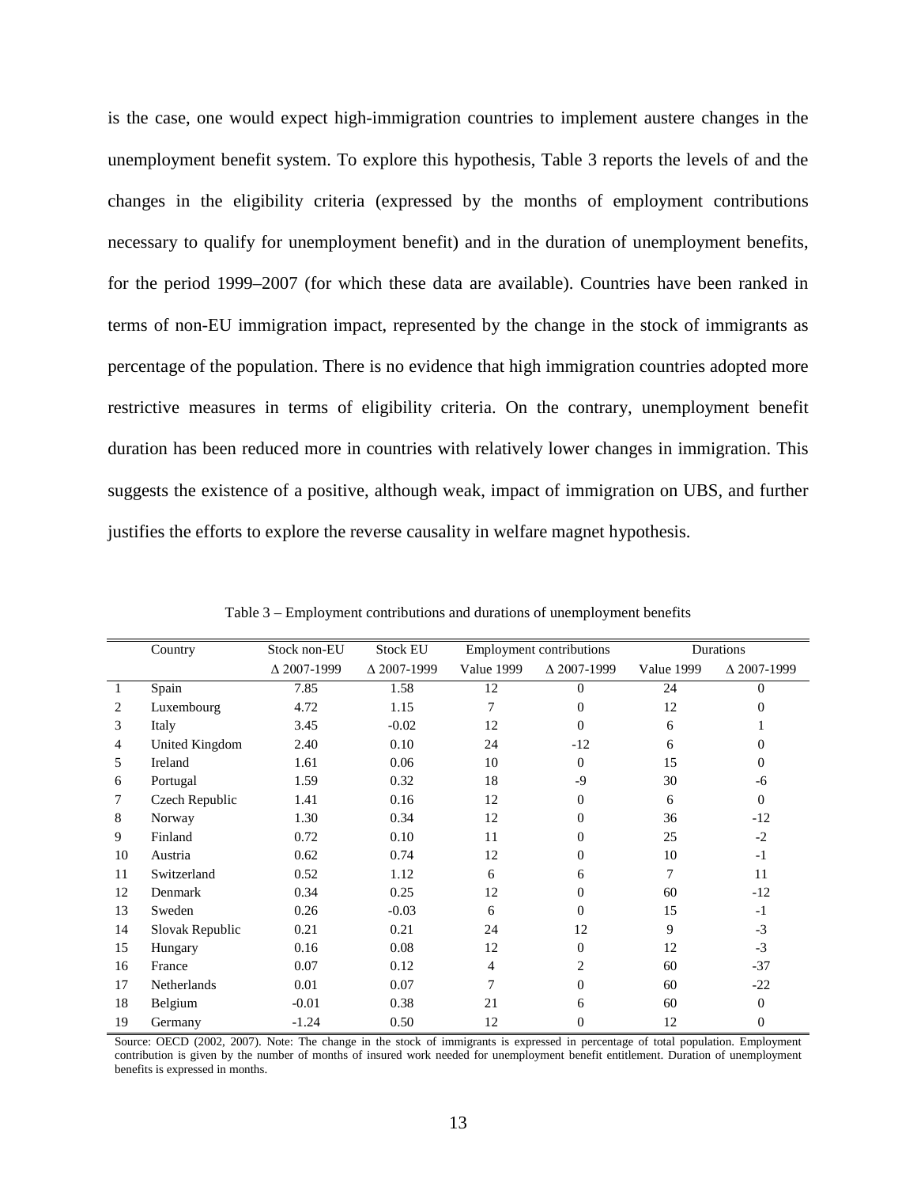is the case, one would expect high-immigration countries to implement austere changes in the unemployment benefit system. To explore this hypothesis, Table 3 reports the levels of and the changes in the eligibility criteria (expressed by the months of employment contributions necessary to qualify for unemployment benefit) and in the duration of unemployment benefits, for the period 1999–2007 (for which these data are available). Countries have been ranked in terms of non-EU immigration impact, represented by the change in the stock of immigrants as percentage of the population. There is no evidence that high immigration countries adopted more restrictive measures in terms of eligibility criteria. On the contrary, unemployment benefit duration has been reduced more in countries with relatively lower changes in immigration. This suggests the existence of a positive, although weak, impact of immigration on UBS, and further justifies the efforts to explore the reverse causality in welfare magnet hypothesis.

Table 3 – Employment contributions and durations of unemployment benefits

| | Country | Stock non-EU | Stock EU | Employment contributions | | Durations | |
|---|---|---|---|---|---|---|---|
| | | Δ 2007-1999 | Δ 2007-1999 | Value 1999 | Δ 2007-1999 | Value 1999 | Δ 2007-1999 |
| 1 | Spain | 7.85 | 1.58 | 12 | 0 | 24 | 0 |
| 2 | Luxembourg | 4.72 | 1.15 | 7 | 0 | 12 | 0 |
| 3 | Italy | 3.45 | -0.02 | 12 | 0 | 6 | 1 |
| 4 | United Kingdom | 2.40 | 0.10 | 24 | -12 | 6 | 0 |
| 5 | Ireland | 1.61 | 0.06 | 10 | 0 | 15 | 0 |
| 6 | Portugal | 1.59 | 0.32 | 18 | -9 | 30 | -6 |
| 7 | Czech Republic | 1.41 | 0.16 | 12 | 0 | 6 | 0 |
| 8 | Norway | 1.30 | 0.34 | 12 | 0 | 36 | -12 |
| 9 | Finland | 0.72 | 0.10 | 11 | 0 | 25 | -2 |
| 10 | Austria | 0.62 | 0.74 | 12 | 0 | 10 | -1 |
| 11 | Switzerland | 0.52 | 1.12 | 6 | 6 | 7 | 11 |
| 12 | Denmark | 0.34 | 0.25 | 12 | 0 | 60 | -12 |
| 13 | Sweden | 0.26 | -0.03 | 6 | 0 | 15 | -1 |
| 14 | Slovak Republic | 0.21 | 0.21 | 24 | 12 | 9 | -3 |
| 15 | Hungary | 0.16 | 0.08 | 12 | 0 | 12 | -3 |
| 16 | France | 0.07 | 0.12 | 4 | 2 | 60 | -37 |
| 17 | Netherlands | 0.01 | 0.07 | 7 | 0 | 60 | -22 |
| 18 | Belgium | -0.01 | 0.38 | 21 | 6 | 60 | 0 |
| 19 | Germany | -1.24 | 0.50 | 12 | 0 | 12 | 0 |

Source: OECD (2002, 2007). Note: The change in the stock of immigrants is expressed in percentage of total population. Employment contribution is given by the number of months of insured work needed for unemployment benefit entitlement. Duration of unemployment benefits is expressed in months.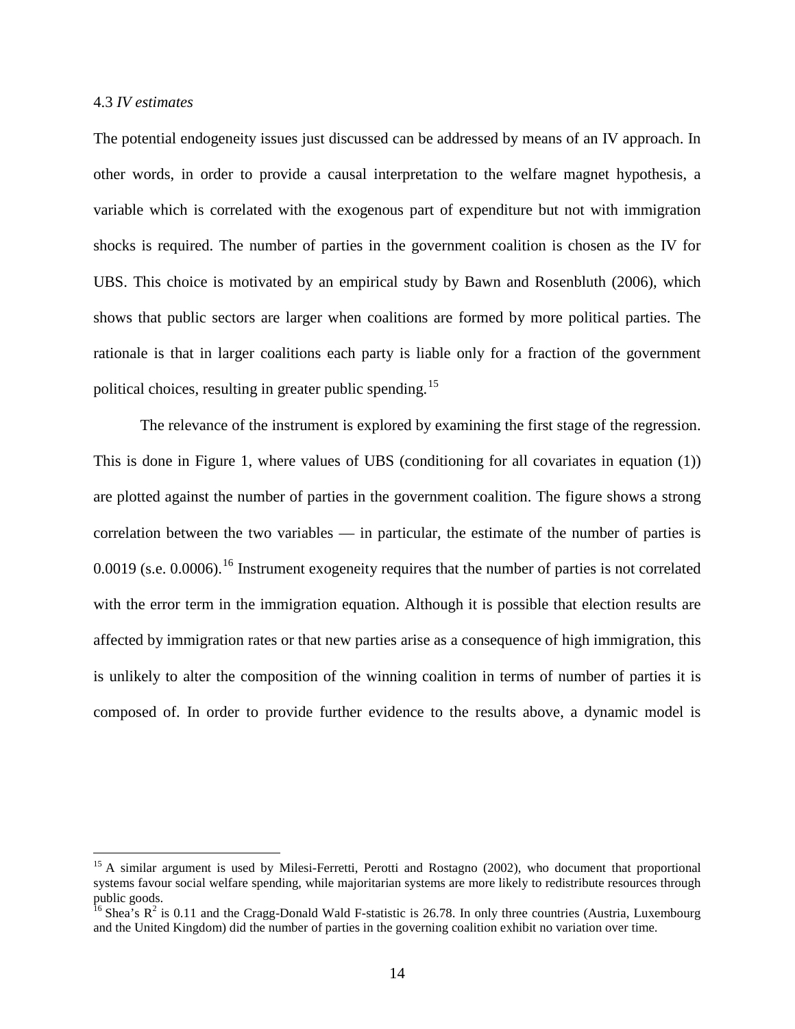### 4.3 *IV estimates*

The potential endogeneity issues just discussed can be addressed by means of an IV approach. In other words, in order to provide a causal interpretation to the welfare magnet hypothesis, a variable which is correlated with the exogenous part of expenditure but not with immigration shocks is required. The number of parties in the government coalition is chosen as the IV for UBS. This choice is motivated by an empirical study by Bawn and Rosenbluth (2006), which shows that public sectors are larger when coalitions are formed by more political parties. The rationale is that in larger coalitions each party is liable only for a fraction of the government political choices, resulting in greater public spending.[15]

The relevance of the instrument is explored by examining the first stage of the regression. This is done in Figure 1, where values of UBS (conditioning for all covariates in equation (1)) are plotted against the number of parties in the government coalition. The figure shows a strong correlation between the two variables — in particular, the estimate of the number of parties is 0.0019 (s.e. 0.0006).[16] Instrument exogeneity requires that the number of parties is not correlated with the error term in the immigration equation. Although it is possible that election results are affected by immigration rates or that new parties arise as a consequence of high immigration, this is unlikely to alter the composition of the winning coalition in terms of number of parties it is composed of. In order to provide further evidence to the results above, a dynamic model is

---

[15] A similar argument is used by Milesi-Ferretti, Perotti and Rostagno (2002), who document that proportional systems favour social welfare spending, while majoritarian systems are more likely to redistribute resources through public goods.

[16] Shea's $R^2$ is 0.11 and the Cragg-Donald Wald F-statistic is 26.78. In only three countries (Austria, Luxembourg and the United Kingdom) did the number of parties in the governing coalition exhibit no variation over time.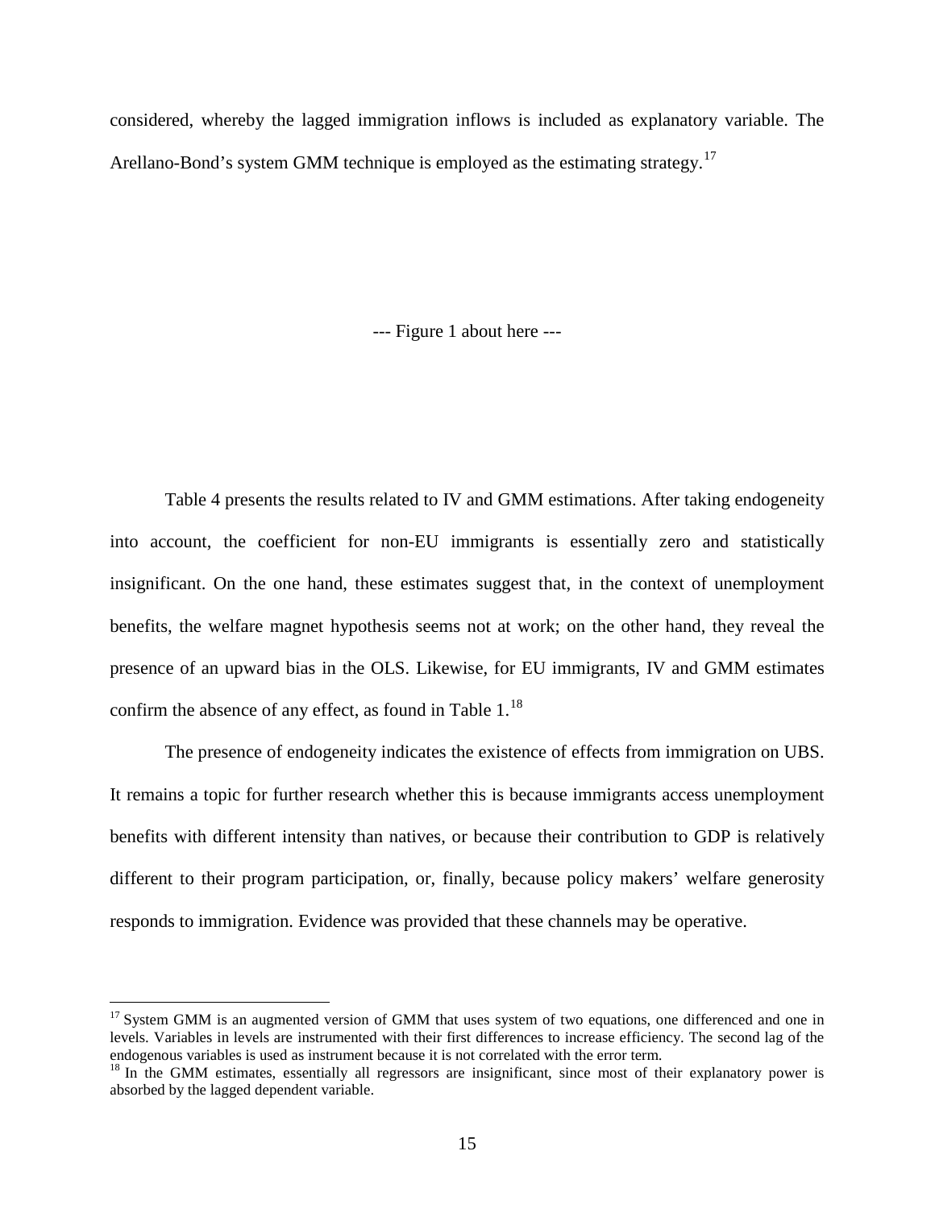considered, whereby the lagged immigration inflows is included as explanatory variable. The Arellano-Bond's system GMM technique is employed as the estimating strategy.[17]

--- Figure 1 about here ---

Table 4 presents the results related to IV and GMM estimations. After taking endogeneity into account, the coefficient for non-EU immigrants is essentially zero and statistically insignificant. On the one hand, these estimates suggest that, in the context of unemployment benefits, the welfare magnet hypothesis seems not at work; on the other hand, they reveal the presence of an upward bias in the OLS. Likewise, for EU immigrants, IV and GMM estimates confirm the absence of any effect, as found in Table 1.[18]

The presence of endogeneity indicates the existence of effects from immigration on UBS. It remains a topic for further research whether this is because immigrants access unemployment benefits with different intensity than natives, or because their contribution to GDP is relatively different to their program participation, or, finally, because policy makers' welfare generosity responds to immigration. Evidence was provided that these channels may be operative.

---

[17] System GMM is an augmented version of GMM that uses system of two equations, one differenced and one in levels. Variables in levels are instrumented with their first differences to increase efficiency. The second lag of the endogenous variables is used as instrument because it is not correlated with the error term.

[18] In the GMM estimates, essentially all regressors are insignificant, since most of their explanatory power is absorbed by the lagged dependent variable.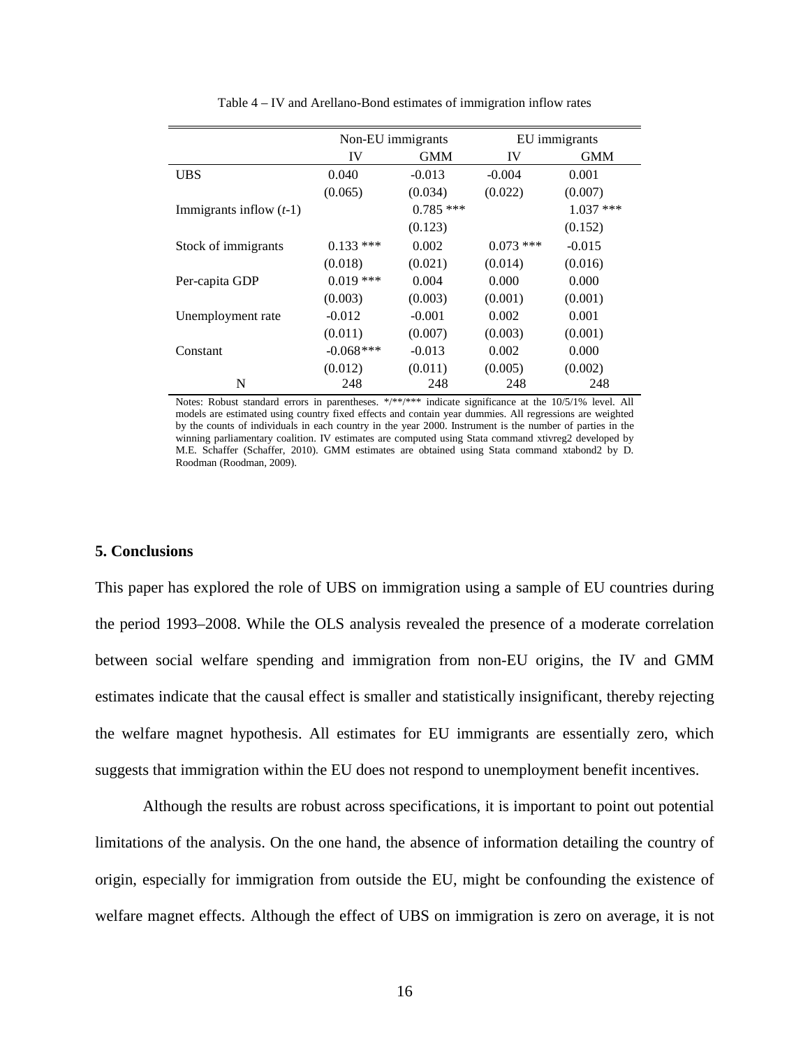Table 4 – IV and Arellano-Bond estimates of immigration inflow rates

| | Non-EU immigrants | | EU immigrants | |
|---|---|---|---|---|
| | IV | GMM | IV | GMM |
| UBS | 0.040 | -0.013 | -0.004 | 0.001 |
| | (0.065) | (0.034) | (0.022) | (0.007) |
| Immigrants inflow (*t*-1) | | 0.785 *** | | 1.037 *** |
| | | (0.123) | | (0.152) |
| Stock of immigrants | 0.133 *** | 0.002 | 0.073 *** | -0.015 |
| | (0.018) | (0.021) | (0.014) | (0.016) |
| Per-capita GDP | 0.019 *** | 0.004 | 0.000 | 0.000 |
| | (0.003) | (0.003) | (0.001) | (0.001) |
| Unemployment rate | -0.012 | -0.001 | 0.002 | 0.001 |
| | (0.011) | (0.007) | (0.003) | (0.001) |
| Constant | -0.068 *** | -0.013 | 0.002 | 0.000 |
| | (0.012) | (0.011) | (0.005) | (0.002) |
| N | 248 | 248 | 248 | 248 |

Notes: Robust standard errors in parentheses. */**/*** indicate significance at the 10/5/1% level. All models are estimated using country fixed effects and contain year dummies. All regressions are weighted by the counts of individuals in each country in the year 2000. Instrument is the number of parties in the winning parliamentary coalition. IV estimates are computed using Stata command xtivreg2 developed by M.E. Schaffer (Schaffer, 2010). GMM estimates are obtained using Stata command xtabond2 by D. Roodman (Roodman, 2009).

## 5. Conclusions

This paper has explored the role of UBS on immigration using a sample of EU countries during the period 1993–2008. While the OLS analysis revealed the presence of a moderate correlation between social welfare spending and immigration from non-EU origins, the IV and GMM estimates indicate that the causal effect is smaller and statistically insignificant, thereby rejecting the welfare magnet hypothesis. All estimates for EU immigrants are essentially zero, which suggests that immigration within the EU does not respond to unemployment benefit incentives.

Although the results are robust across specifications, it is important to point out potential limitations of the analysis. On the one hand, the absence of information detailing the country of origin, especially for immigration from outside the EU, might be confounding the existence of welfare magnet effects. Although the effect of UBS on immigration is zero on average, it is not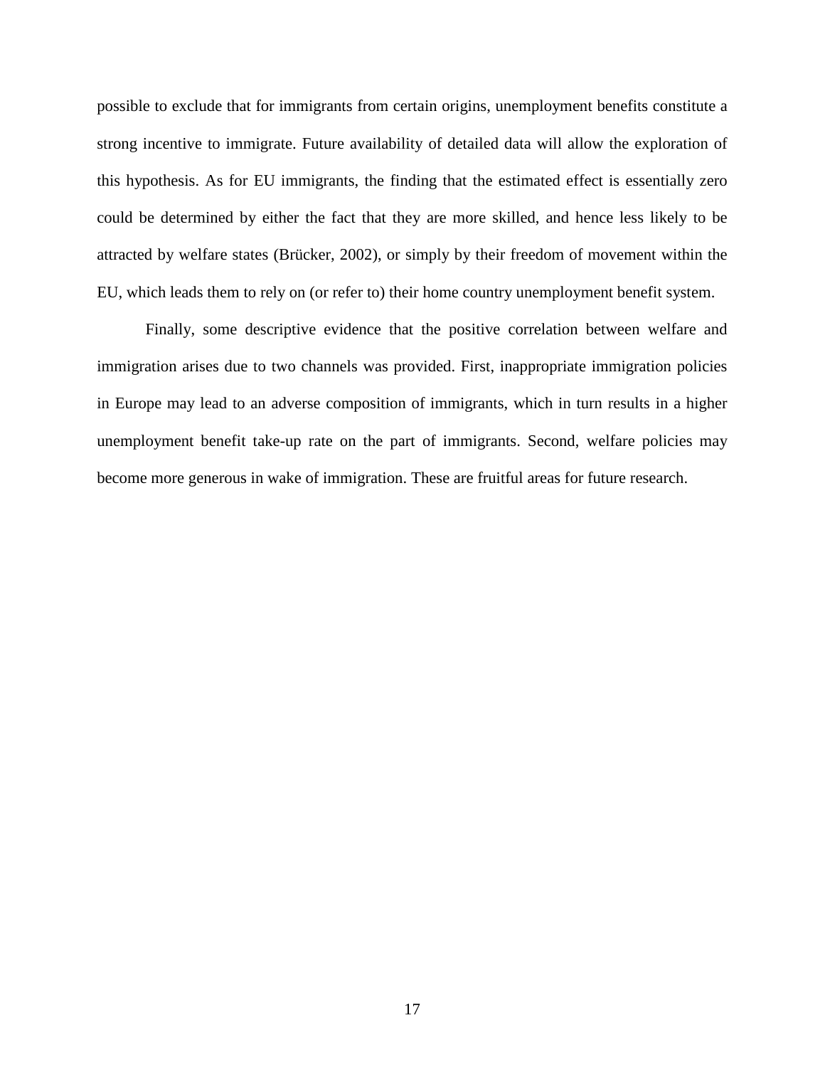possible to exclude that for immigrants from certain origins, unemployment benefits constitute a strong incentive to immigrate. Future availability of detailed data will allow the exploration of this hypothesis. As for EU immigrants, the finding that the estimated effect is essentially zero could be determined by either the fact that they are more skilled, and hence less likely to be attracted by welfare states (Brücker, 2002), or simply by their freedom of movement within the EU, which leads them to rely on (or refer to) their home country unemployment benefit system.

Finally, some descriptive evidence that the positive correlation between welfare and immigration arises due to two channels was provided. First, inappropriate immigration policies in Europe may lead to an adverse composition of immigrants, which in turn results in a higher unemployment benefit take-up rate on the part of immigrants. Second, welfare policies may become more generous in wake of immigration. These are fruitful areas for future research.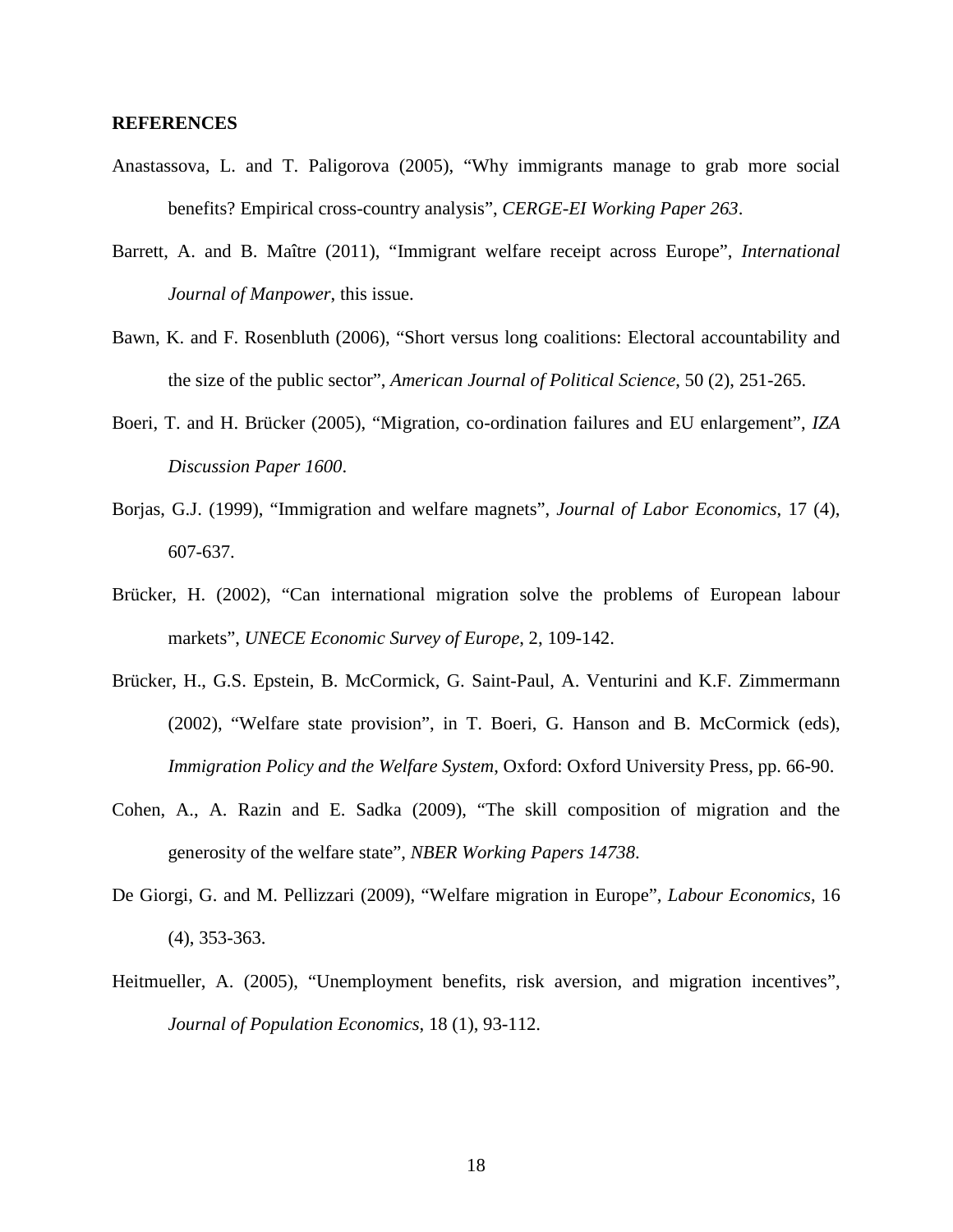## REFERENCES

Anastassova, L. and T. Paligorova (2005), "Why immigrants manage to grab more social benefits? Empirical cross-country analysis", *CERGE-EI Working Paper 263*.

Barrett, A. and B. Maître (2011), "Immigrant welfare receipt across Europe", *International Journal of Manpower*, this issue.

Bawn, K. and F. Rosenbluth (2006), "Short versus long coalitions: Electoral accountability and the size of the public sector", *American Journal of Political Science*, 50 (2), 251-265.

Boeri, T. and H. Brücker (2005), "Migration, co-ordination failures and EU enlargement", *IZA Discussion Paper 1600*.

Borjas, G.J. (1999), "Immigration and welfare magnets", *Journal of Labor Economics*, 17 (4), 607-637.

Brücker, H. (2002), "Can international migration solve the problems of European labour markets", *UNECE Economic Survey of Europe*, 2, 109-142.

Brücker, H., G.S. Epstein, B. McCormick, G. Saint-Paul, A. Venturini and K.F. Zimmermann (2002), "Welfare state provision", in T. Boeri, G. Hanson and B. McCormick (eds), *Immigration Policy and the Welfare System*, Oxford: Oxford University Press, pp. 66-90.

Cohen, A., A. Razin and E. Sadka (2009), "The skill composition of migration and the generosity of the welfare state", *NBER Working Papers 14738*.

De Giorgi, G. and M. Pellizzari (2009), "Welfare migration in Europe", *Labour Economics*, 16 (4), 353-363.

Heitmueller, A. (2005), "Unemployment benefits, risk aversion, and migration incentives", *Journal of Population Economics*, 18 (1), 93-112.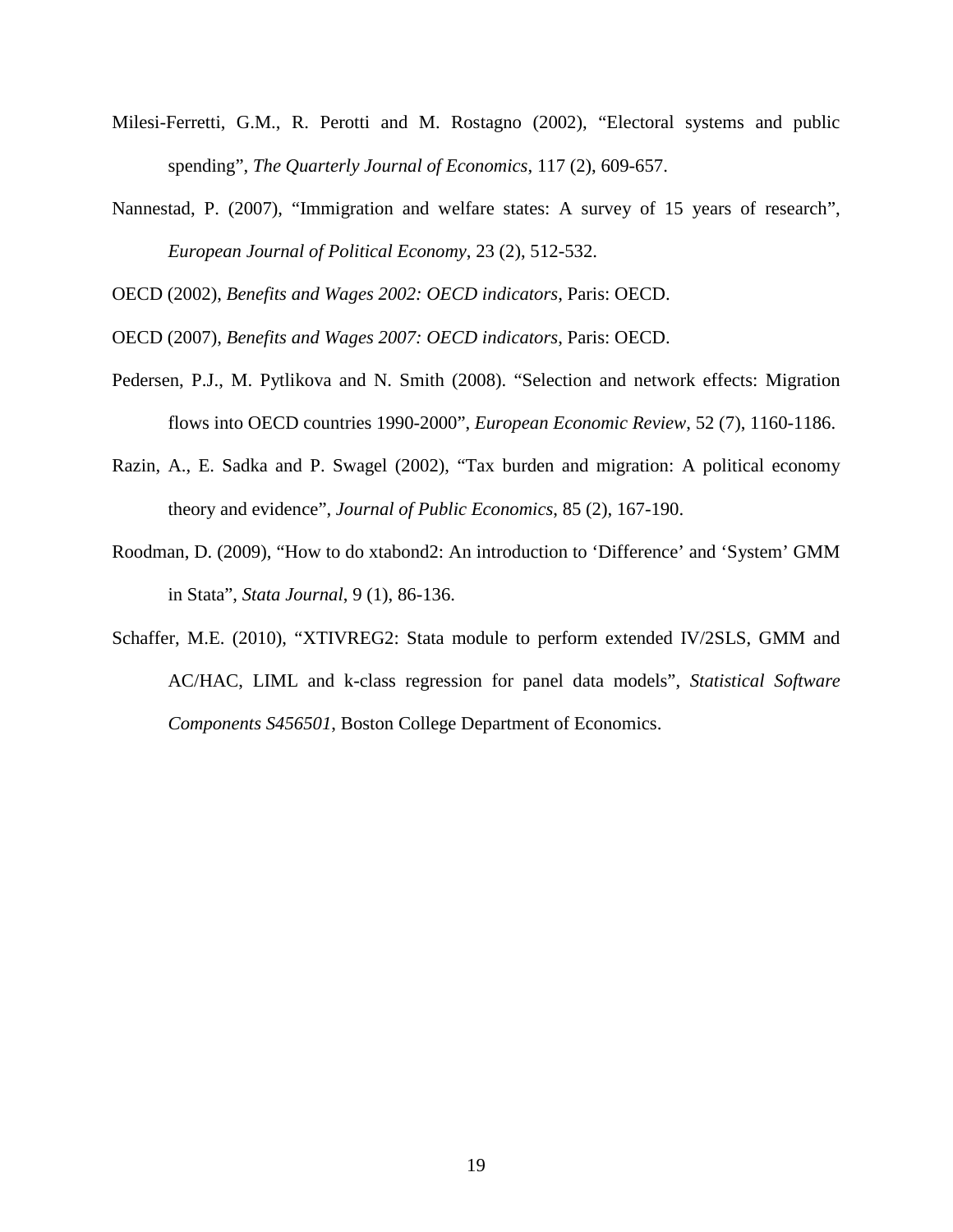Milesi-Ferretti, G.M., R. Perotti and M. Rostagno (2002), "Electoral systems and public spending", *The Quarterly Journal of Economics*, 117 (2), 609-657.

Nannestad, P. (2007), "Immigration and welfare states: A survey of 15 years of research", *European Journal of Political Economy*, 23 (2), 512-532.

OECD (2002), *Benefits and Wages 2002: OECD indicators*, Paris: OECD.

OECD (2007), *Benefits and Wages 2007: OECD indicators*, Paris: OECD.

Pedersen, P.J., M. Pytlikova and N. Smith (2008). "Selection and network effects: Migration flows into OECD countries 1990-2000", *European Economic Review*, 52 (7), 1160-1186.

Razin, A., E. Sadka and P. Swagel (2002), "Tax burden and migration: A political economy theory and evidence", *Journal of Public Economics*, 85 (2), 167-190.

Roodman, D. (2009), "How to do xtabond2: An introduction to 'Difference' and 'System' GMM in Stata", *Stata Journal*, 9 (1), 86-136.

Schaffer, M.E. (2010), "XTIVREG2: Stata module to perform extended IV/2SLS, GMM and AC/HAC, LIML and k-class regression for panel data models", *Statistical Software Components S456501*, Boston College Department of Economics.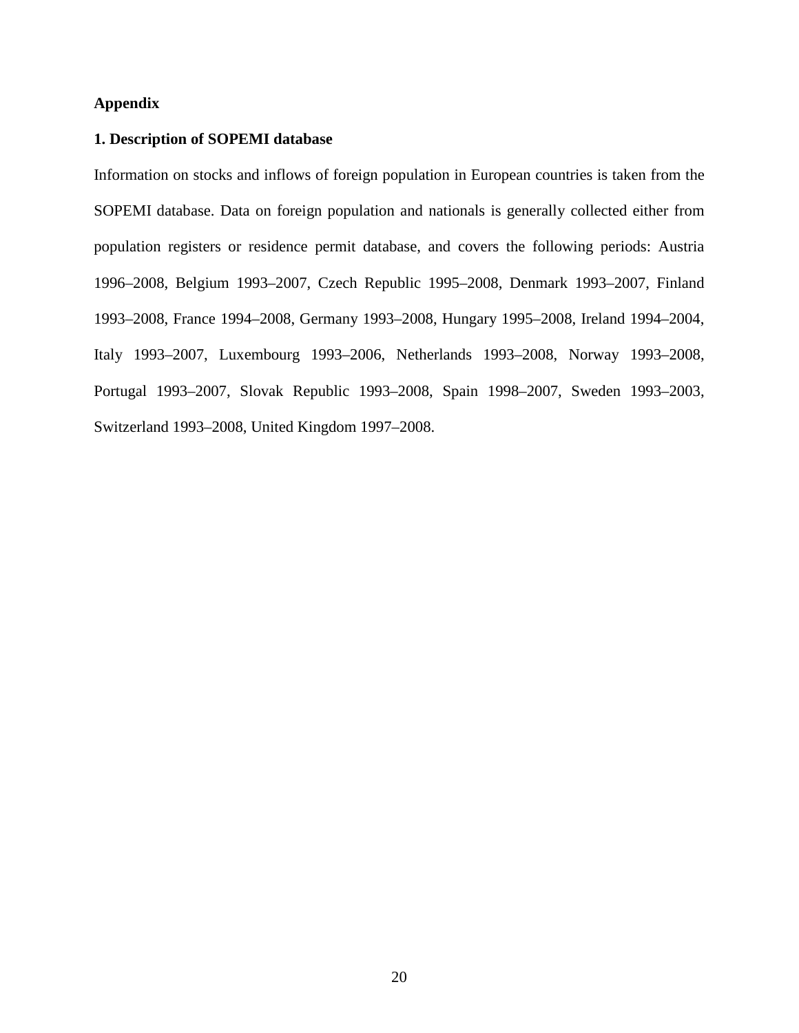## Appendix

### 1. Description of SOPEMI database

Information on stocks and inflows of foreign population in European countries is taken from the SOPEMI database. Data on foreign population and nationals is generally collected either from population registers or residence permit database, and covers the following periods: Austria 1996–2008, Belgium 1993–2007, Czech Republic 1995–2008, Denmark 1993–2007, Finland 1993–2008, France 1994–2008, Germany 1993–2008, Hungary 1995–2008, Ireland 1994–2004, Italy 1993–2007, Luxembourg 1993–2006, Netherlands 1993–2008, Norway 1993–2008, Portugal 1993–2007, Slovak Republic 1993–2008, Spain 1998–2007, Sweden 1993–2003, Switzerland 1993–2008, United Kingdom 1997–2008.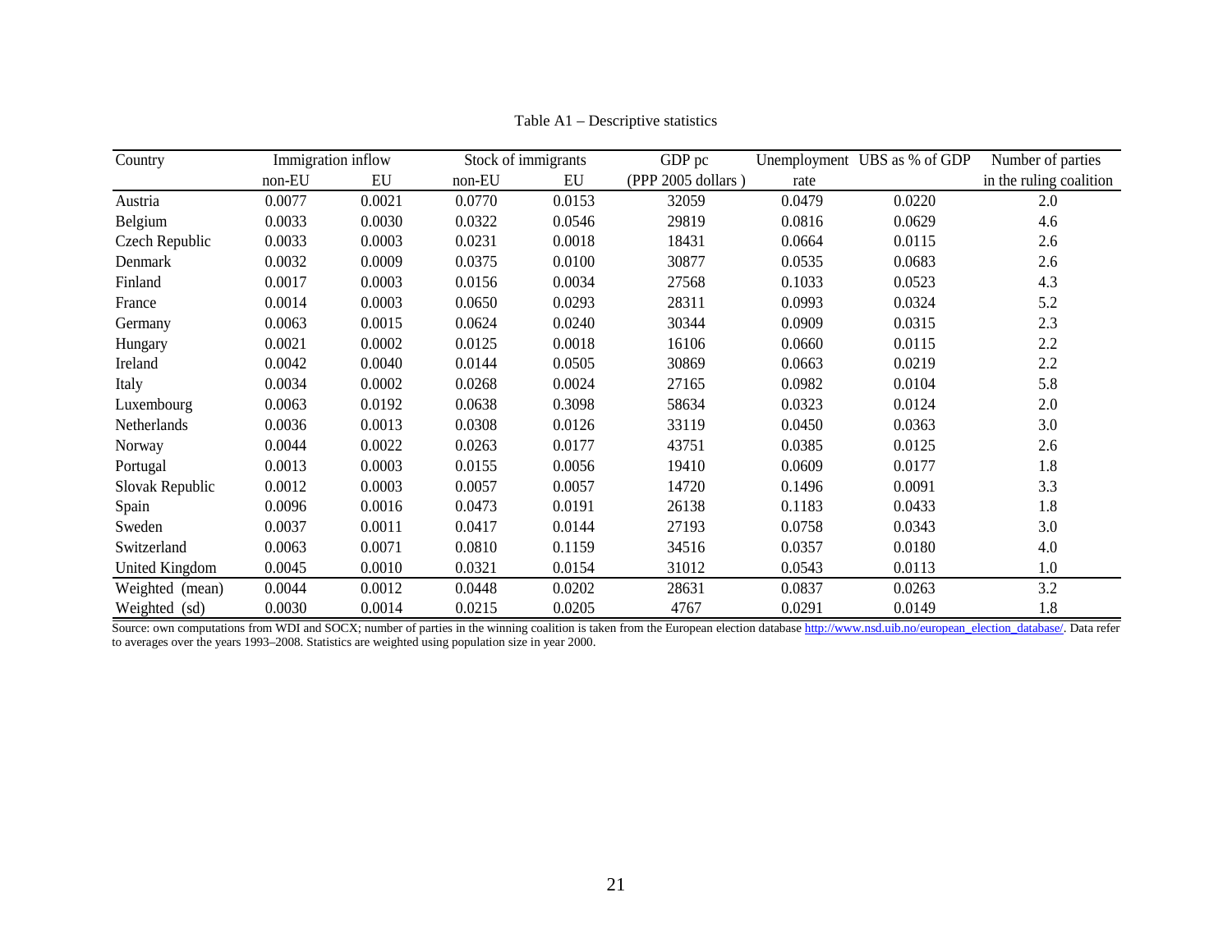Table A1 – Descriptive statistics

| Country | Immigration inflow | | Stock of immigrants | | GDP pc | Unemployment | UBS as % of GDP | Number of parties |
|---|---|---|---|---|---|---|---|---|
| | non-EU | EU | non-EU | EU | (PPP 2005 dollars ) | rate | | in the ruling coalition |
| Austria | 0.0077 | 0.0021 | 0.0770 | 0.0153 | 32059 | 0.0479 | 0.0220 | 2.0 |
| Belgium | 0.0033 | 0.0030 | 0.0322 | 0.0546 | 29819 | 0.0816 | 0.0629 | 4.6 |
| Czech Republic | 0.0033 | 0.0003 | 0.0231 | 0.0018 | 18431 | 0.0664 | 0.0115 | 2.6 |
| Denmark | 0.0032 | 0.0009 | 0.0375 | 0.0100 | 30877 | 0.0535 | 0.0683 | 2.6 |
| Finland | 0.0017 | 0.0003 | 0.0156 | 0.0034 | 27568 | 0.1033 | 0.0523 | 4.3 |
| France | 0.0014 | 0.0003 | 0.0650 | 0.0293 | 28311 | 0.0993 | 0.0324 | 5.2 |
| Germany | 0.0063 | 0.0015 | 0.0624 | 0.0240 | 30344 | 0.0909 | 0.0315 | 2.3 |
| Hungary | 0.0021 | 0.0002 | 0.0125 | 0.0018 | 16106 | 0.0660 | 0.0115 | 2.2 |
| Ireland | 0.0042 | 0.0040 | 0.0144 | 0.0505 | 30869 | 0.0663 | 0.0219 | 2.2 |
| Italy | 0.0034 | 0.0002 | 0.0268 | 0.0024 | 27165 | 0.0982 | 0.0104 | 5.8 |
| Luxembourg | 0.0063 | 0.0192 | 0.0638 | 0.3098 | 58634 | 0.0323 | 0.0124 | 2.0 |
| Netherlands | 0.0036 | 0.0013 | 0.0308 | 0.0126 | 33119 | 0.0450 | 0.0363 | 3.0 |
| Norway | 0.0044 | 0.0022 | 0.0263 | 0.0177 | 43751 | 0.0385 | 0.0125 | 2.6 |
| Portugal | 0.0013 | 0.0003 | 0.0155 | 0.0056 | 19410 | 0.0609 | 0.0177 | 1.8 |
| Slovak Republic | 0.0012 | 0.0003 | 0.0057 | 0.0057 | 14720 | 0.1496 | 0.0091 | 3.3 |
| Spain | 0.0096 | 0.0016 | 0.0473 | 0.0191 | 26138 | 0.1183 | 0.0433 | 1.8 |
| Sweden | 0.0037 | 0.0011 | 0.0417 | 0.0144 | 27193 | 0.0758 | 0.0343 | 3.0 |
| Switzerland | 0.0063 | 0.0071 | 0.0810 | 0.1159 | 34516 | 0.0357 | 0.0180 | 4.0 |
| United Kingdom | 0.0045 | 0.0010 | 0.0321 | 0.0154 | 31012 | 0.0543 | 0.0113 | 1.0 |
| Weighted (mean) | 0.0044 | 0.0012 | 0.0448 | 0.0202 | 28631 | 0.0837 | 0.0263 | 3.2 |
| Weighted (sd) | 0.0030 | 0.0014 | 0.0215 | 0.0205 | 4767 | 0.0291 | 0.0149 | 1.8 |

Source: own computations from WDI and SOCX; number of parties in the winning coalition is taken from the European election database http://www.nsd.uib.no/european_election_database/. Data refer to averages over the years 1993–2008. Statistics are weighted using population size in year 2000.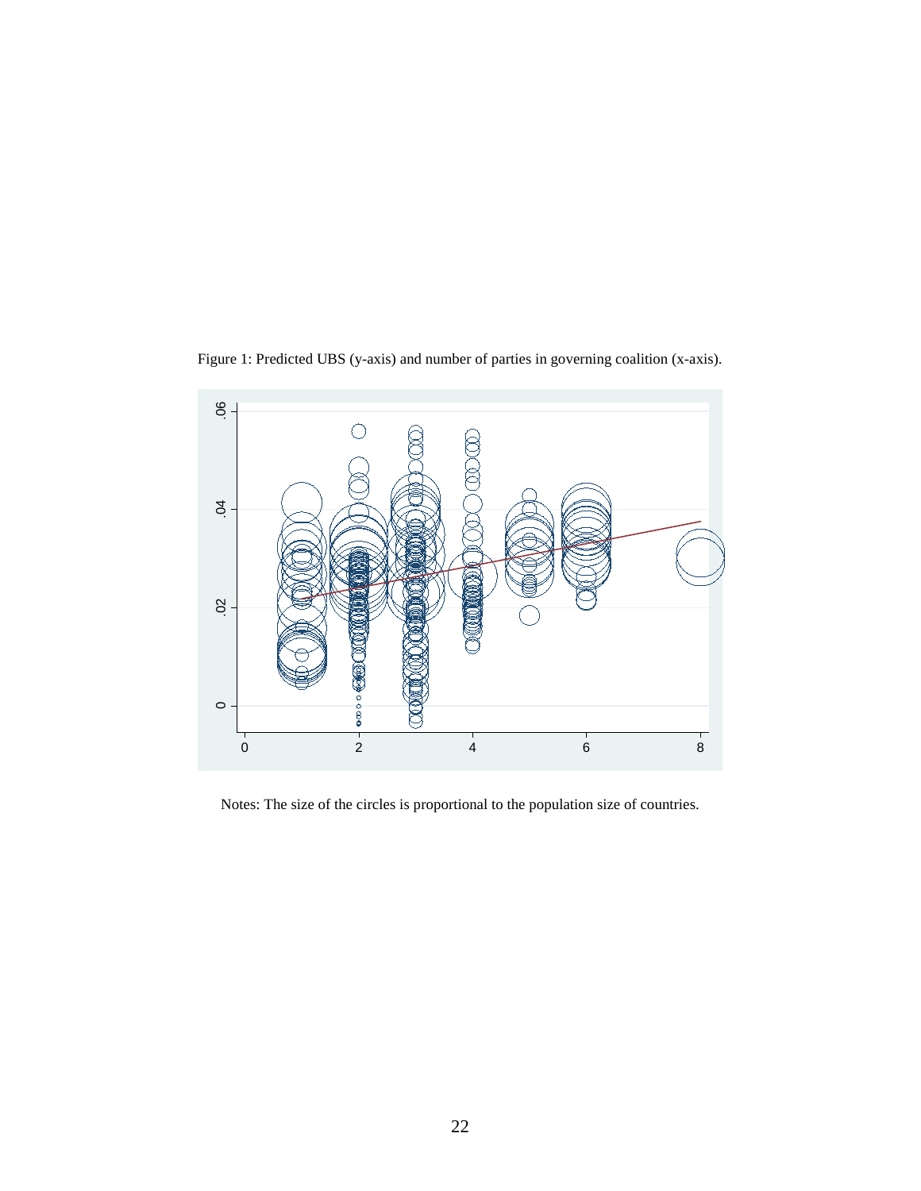Figure 1: Predicted UBS (y-axis) and number of parties in governing coalition (x-axis).

Notes: The size of the circles is proportional to the population size of countries.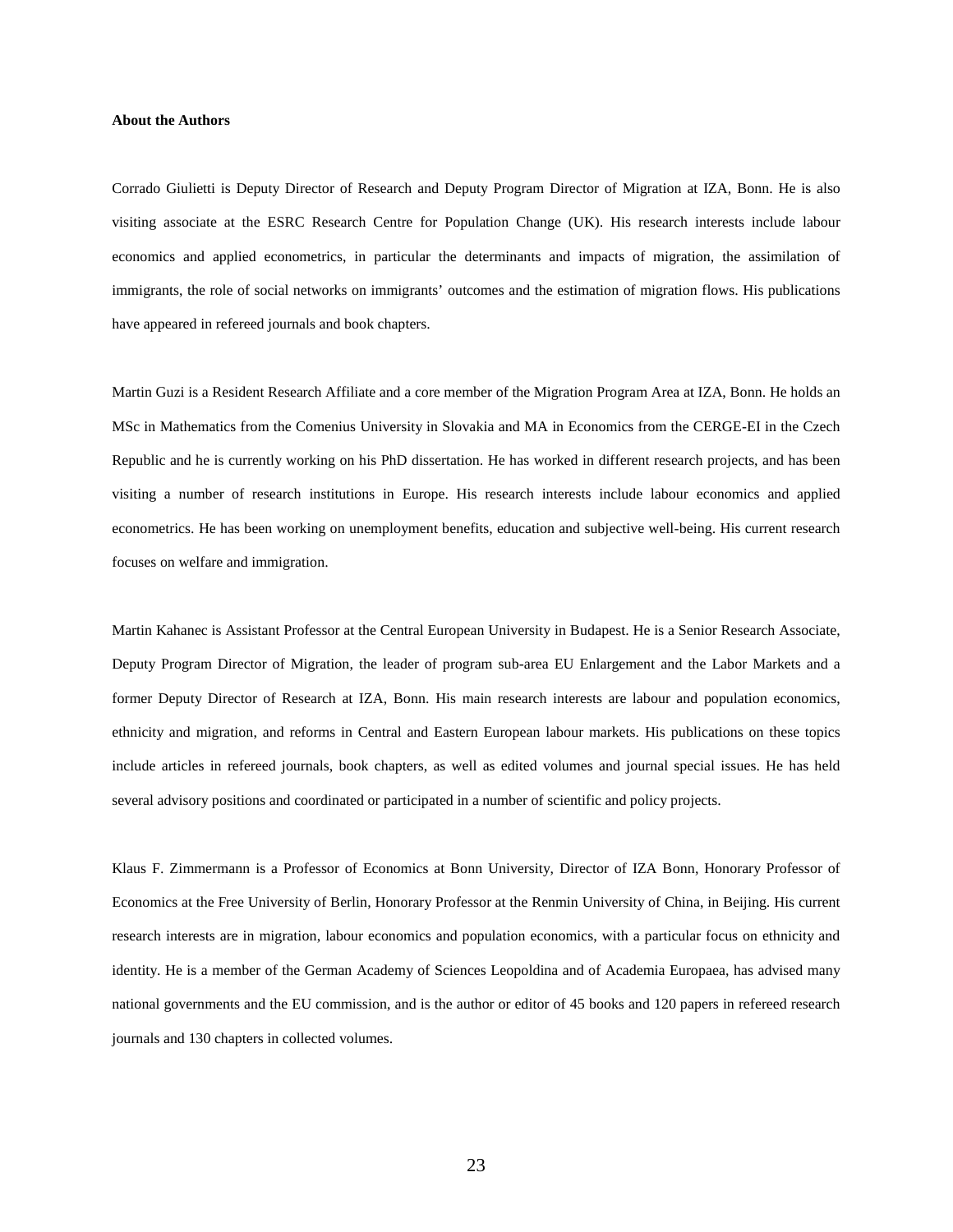**About the Authors**

Corrado Giulietti is Deputy Director of Research and Deputy Program Director of Migration at IZA, Bonn. He is also visiting associate at the ESRC Research Centre for Population Change (UK). His research interests include labour economics and applied econometrics, in particular the determinants and impacts of migration, the assimilation of immigrants, the role of social networks on immigrants' outcomes and the estimation of migration flows. His publications have appeared in refereed journals and book chapters.

Martin Guzi is a Resident Research Affiliate and a core member of the Migration Program Area at IZA, Bonn. He holds an MSc in Mathematics from the Comenius University in Slovakia and MA in Economics from the CERGE-EI in the Czech Republic and he is currently working on his PhD dissertation. He has worked in different research projects, and has been visiting a number of research institutions in Europe. His research interests include labour economics and applied econometrics. He has been working on unemployment benefits, education and subjective well-being. His current research focuses on welfare and immigration.

Martin Kahanec is Assistant Professor at the Central European University in Budapest. He is a Senior Research Associate, Deputy Program Director of Migration, the leader of program sub-area EU Enlargement and the Labor Markets and a former Deputy Director of Research at IZA, Bonn. His main research interests are labour and population economics, ethnicity and migration, and reforms in Central and Eastern European labour markets. His publications on these topics include articles in refereed journals, book chapters, as well as edited volumes and journal special issues. He has held several advisory positions and coordinated or participated in a number of scientific and policy projects.

Klaus F. Zimmermann is a Professor of Economics at Bonn University, Director of IZA Bonn, Honorary Professor of Economics at the Free University of Berlin, Honorary Professor at the Renmin University of China, in Beijing. His current research interests are in migration, labour economics and population economics, with a particular focus on ethnicity and identity. He is a member of the German Academy of Sciences Leopoldina and of Academia Europaea, has advised many national governments and the EU commission, and is the author or editor of 45 books and 120 papers in refereed research journals and 130 chapters in collected volumes.